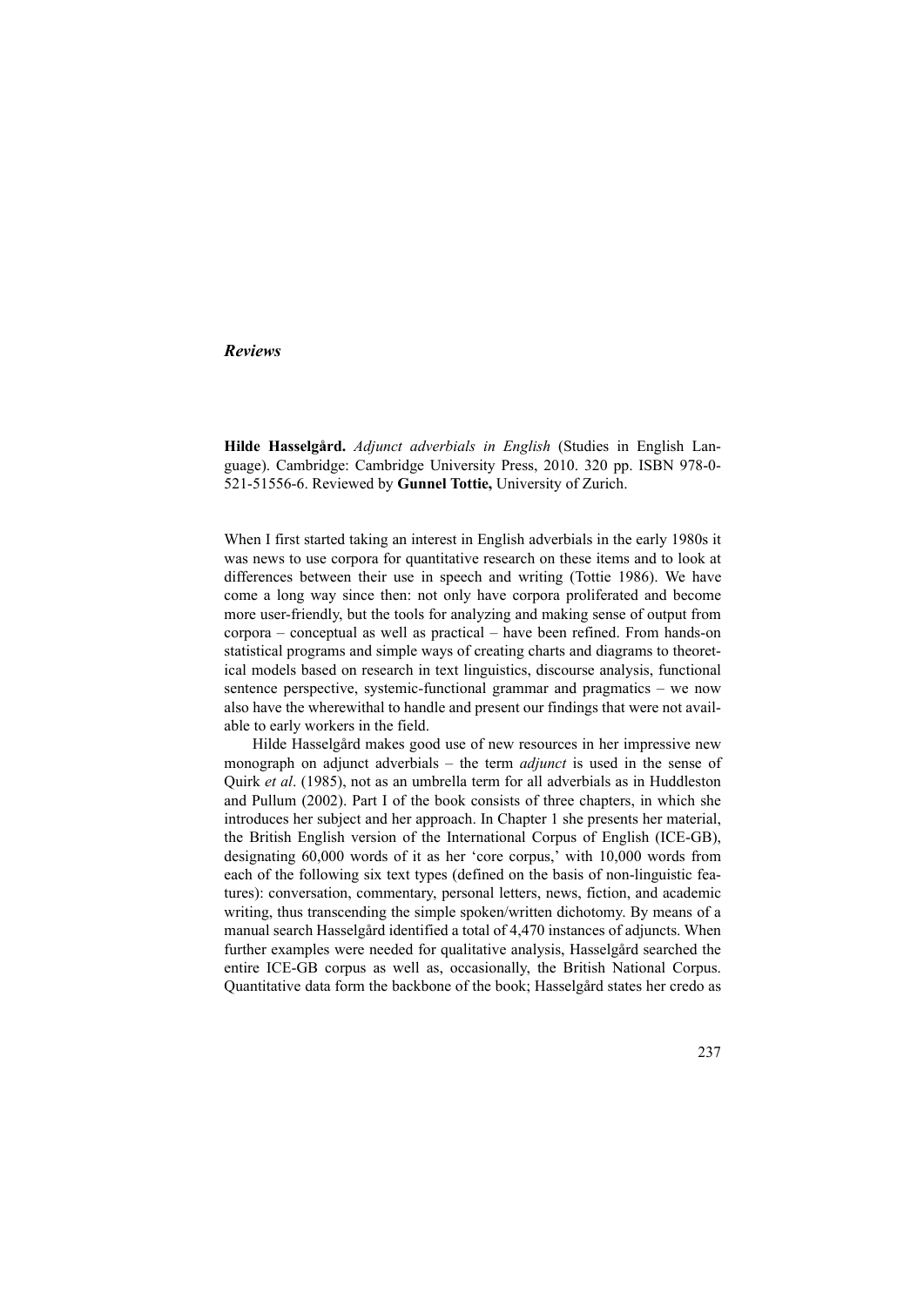## *Reviews*

**Hilde Hasselgård.** *Adjunct adverbials in English* (Studies in English Language). Cambridge: Cambridge University Press, 2010. 320 pp. ISBN 978-0-521-51556-6. Reviewed by **Gunnel Tottie,** University of Zurich.

When I first started taking an interest in English adverbials in the early 1980s it was news to use corpora for quantitative research on these items and to look at differences between their use in speech and writing (Tottie 1986). We have come a long way since then: not only have corpora proliferated and become more user-friendly, but the tools for analyzing and making sense of output from corpora – conceptual as well as practical – have been refined. From hands-on statistical programs and simple ways of creating charts and diagrams to theoretical models based on research in text linguistics, discourse analysis, functional sentence perspective, systemic-functional grammar and pragmatics – we now also have the wherewithal to handle and present our findings that were not available to early workers in the field.

Hilde Hasselgård makes good use of new resources in her impressive new monograph on adjunct adverbials – the term *adjunct* is used in the sense of Quirk *et al*. (1985), not as an umbrella term for all adverbials as in Huddleston and Pullum (2002). Part I of the book consists of three chapters, in which she introduces her subject and her approach. In Chapter 1 she presents her material, the British English version of the International Corpus of English (ICE-GB), designating 60,000 words of it as her 'core corpus,' with 10,000 words from each of the following six text types (defined on the basis of non-linguistic features): conversation, commentary, personal letters, news, fiction, and academic writing, thus transcending the simple spoken/written dichotomy. By means of a manual search Hasselgård identified a total of 4,470 instances of adjuncts. When further examples were needed for qualitative analysis, Hasselgård searched the entire ICE-GB corpus as well as, occasionally, the British National Corpus. Quantitative data form the backbone of the book; Hasselgård states her credo as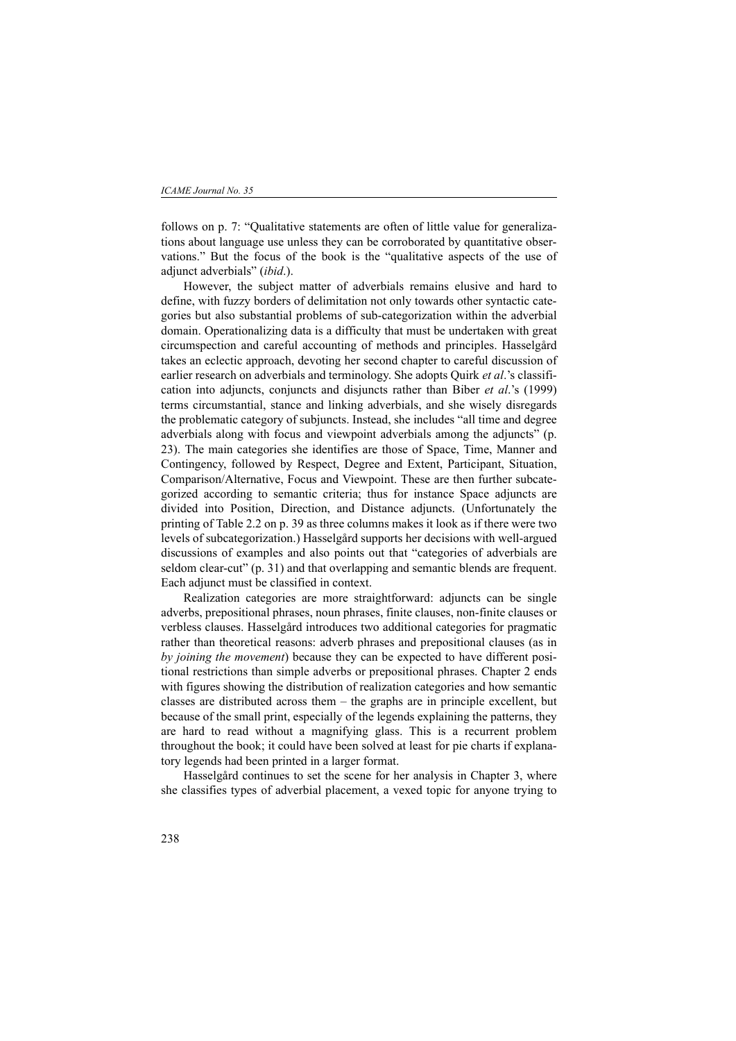follows on p. 7: "Qualitative statements are often of little value for generalizations about language use unless they can be corroborated by quantitative observations." But the focus of the book is the "qualitative aspects of the use of adjunct adverbials" (*ibid.*).

However, the subject matter of adverbials remains elusive and hard to define, with fuzzy borders of delimitation not only towards other syntactic categories but also substantial problems of sub-categorization within the adverbial domain. Operationalizing data is a difficulty that must be undertaken with great circumspection and careful accounting of methods and principles. Hasselgård takes an eclectic approach, devoting her second chapter to careful discussion of earlier research on adverbials and terminology. She adopts Quirk *et al*.'s classification into adjuncts, conjuncts and disjuncts rather than Biber *et al*.'s (1999) terms circumstantial, stance and linking adverbials, and she wisely disregards the problematic category of subjuncts. Instead, she includes "all time and degree adverbials along with focus and viewpoint adverbials among the adjuncts" (p. 23). The main categories she identifies are those of Space, Time, Manner and Contingency, followed by Respect, Degree and Extent, Participant, Situation, Comparison/Alternative, Focus and Viewpoint. These are then further subcategorized according to semantic criteria; thus for instance Space adjuncts are divided into Position, Direction, and Distance adjuncts. (Unfortunately the printing of Table 2.2 on p. 39 as three columns makes it look as if there were two levels of subcategorization.) Hasselgård supports her decisions with well-argued discussions of examples and also points out that "categories of adverbials are seldom clear-cut" (p. 31) and that overlapping and semantic blends are frequent. Each adjunct must be classified in context.

Realization categories are more straightforward: adjuncts can be single adverbs, prepositional phrases, noun phrases, finite clauses, non-finite clauses or verbless clauses. Hasselgård introduces two additional categories for pragmatic rather than theoretical reasons: adverb phrases and prepositional clauses (as in *by joining the movement*) because they can be expected to have different positional restrictions than simple adverbs or prepositional phrases. Chapter 2 ends with figures showing the distribution of realization categories and how semantic classes are distributed across them – the graphs are in principle excellent, but because of the small print, especially of the legends explaining the patterns, they are hard to read without a magnifying glass. This is a recurrent problem throughout the book; it could have been solved at least for pie charts if explanatory legends had been printed in a larger format.

Hasselgård continues to set the scene for her analysis in Chapter 3, where she classifies types of adverbial placement, a vexed topic for anyone trying to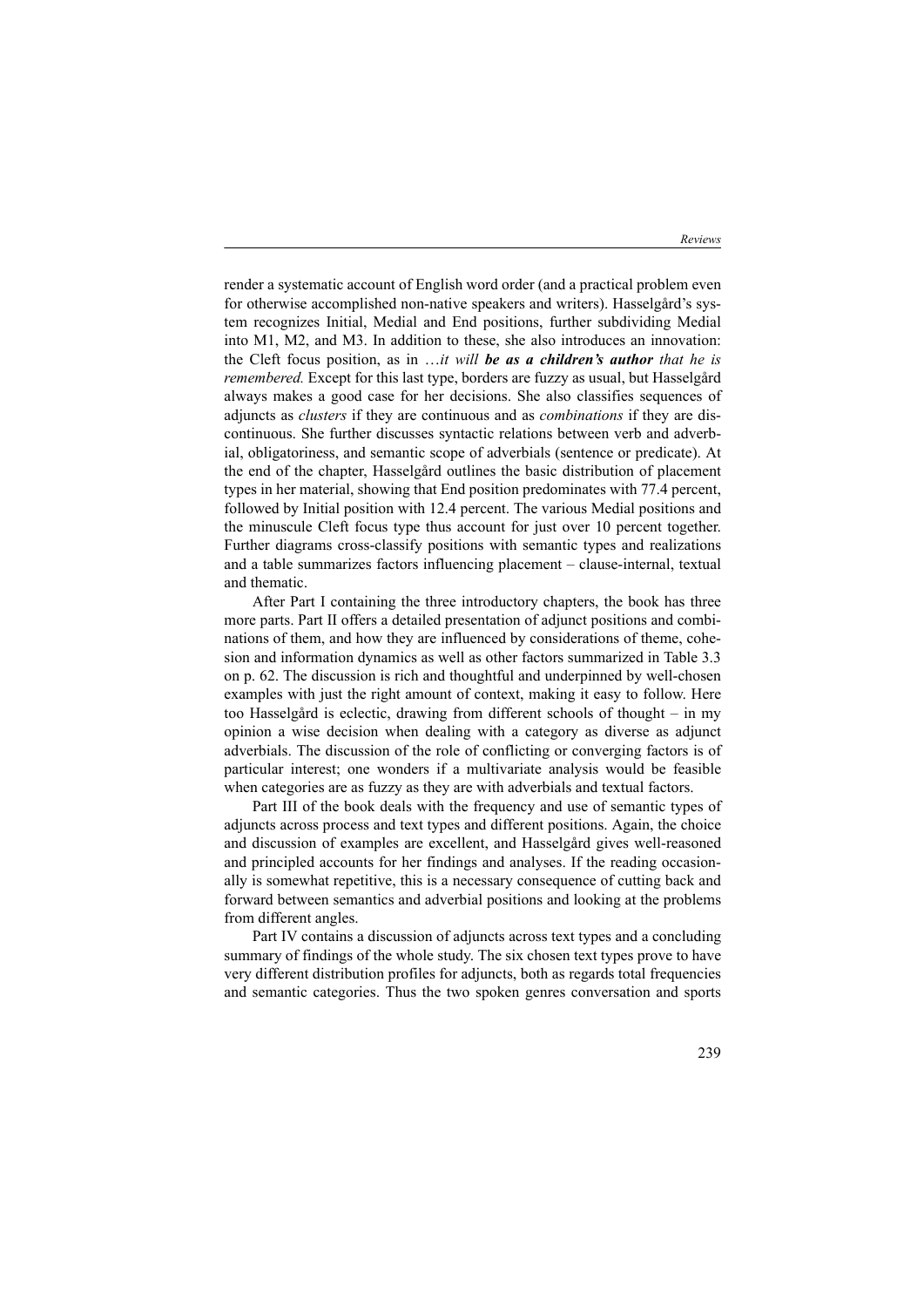render a systematic account of English word order (and a practical problem even for otherwise accomplished non-native speakers and writers). Hasselgård's system recognizes Initial, Medial and End positions, further subdividing Medial into M1, M2, and M3. In addition to these, she also introduces an innovation: the Cleft focus position, as in …*it will* ***be as a children's author*** *that he is remembered.* Except for this last type, borders are fuzzy as usual, but Hasselgård always makes a good case for her decisions. She also classifies sequences of adjuncts as *clusters* if they are continuous and as *combinations* if they are discontinuous. She further discusses syntactic relations between verb and adverbial, obligatoriness, and semantic scope of adverbials (sentence or predicate). At the end of the chapter, Hasselgård outlines the basic distribution of placement types in her material, showing that End position predominates with 77.4 percent, followed by Initial position with 12.4 percent. The various Medial positions and the minuscule Cleft focus type thus account for just over 10 percent together. Further diagrams cross-classify positions with semantic types and realizations and a table summarizes factors influencing placement – clause-internal, textual and thematic.

After Part I containing the three introductory chapters, the book has three more parts. Part II offers a detailed presentation of adjunct positions and combinations of them, and how they are influenced by considerations of theme, cohesion and information dynamics as well as other factors summarized in Table 3.3 on p. 62. The discussion is rich and thoughtful and underpinned by well-chosen examples with just the right amount of context, making it easy to follow. Here too Hasselgård is eclectic, drawing from different schools of thought – in my opinion a wise decision when dealing with a category as diverse as adjunct adverbials. The discussion of the role of conflicting or converging factors is of particular interest; one wonders if a multivariate analysis would be feasible when categories are as fuzzy as they are with adverbials and textual factors.

Part III of the book deals with the frequency and use of semantic types of adjuncts across process and text types and different positions. Again, the choice and discussion of examples are excellent, and Hasselgård gives well-reasoned and principled accounts for her findings and analyses. If the reading occasionally is somewhat repetitive, this is a necessary consequence of cutting back and forward between semantics and adverbial positions and looking at the problems from different angles.

Part IV contains a discussion of adjuncts across text types and a concluding summary of findings of the whole study. The six chosen text types prove to have very different distribution profiles for adjuncts, both as regards total frequencies and semantic categories. Thus the two spoken genres conversation and sports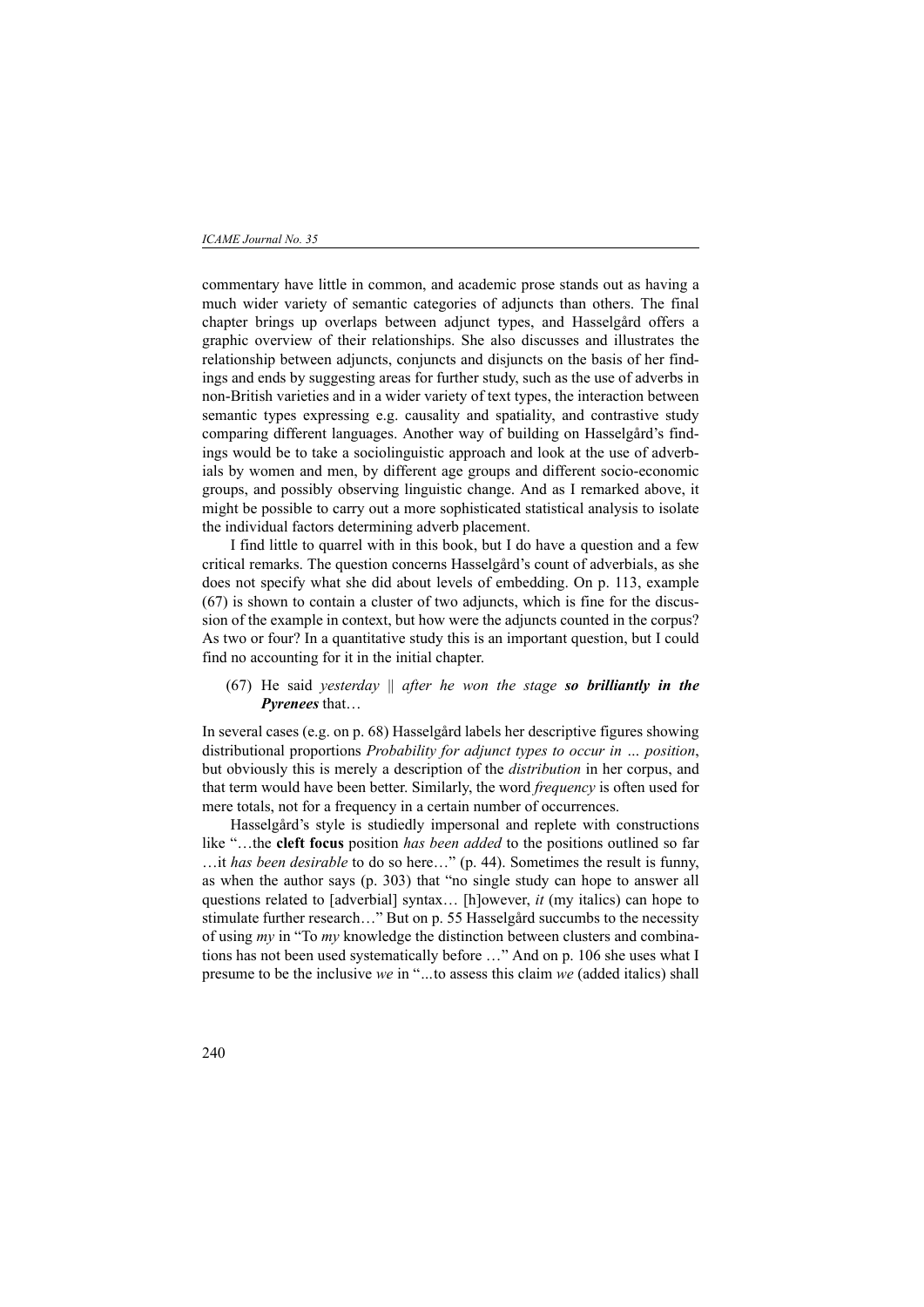commentary have little in common, and academic prose stands out as having a much wider variety of semantic categories of adjuncts than others. The final chapter brings up overlaps between adjunct types, and Hasselgård offers a graphic overview of their relationships. She also discusses and illustrates the relationship between adjuncts, conjuncts and disjuncts on the basis of her findings and ends by suggesting areas for further study, such as the use of adverbs in non-British varieties and in a wider variety of text types, the interaction between semantic types expressing e.g. causality and spatiality, and contrastive study comparing different languages. Another way of building on Hasselgård's findings would be to take a sociolinguistic approach and look at the use of adverbials by women and men, by different age groups and different socio-economic groups, and possibly observing linguistic change. And as I remarked above, it might be possible to carry out a more sophisticated statistical analysis to isolate the individual factors determining adverb placement.

I find little to quarrel with in this book, but I do have a question and a few critical remarks. The question concerns Hasselgård's count of adverbials, as she does not specify what she did about levels of embedding. On p. 113, example (67) is shown to contain a cluster of two adjuncts, which is fine for the discussion of the example in context, but how were the adjuncts counted in the corpus? As two or four? In a quantitative study this is an important question, but I could find no accounting for it in the initial chapter.

(67) He said *yesterday* || *after he won the stage* ***so brilliantly in the Pyrenees*** that…

In several cases (e.g. on p. 68) Hasselgård labels her descriptive figures showing distributional proportions *Probability for adjunct types to occur in … position*, but obviously this is merely a description of the *distribution* in her corpus, and that term would have been better. Similarly, the word *frequency* is often used for mere totals, not for a frequency in a certain number of occurrences.

Hasselgård's style is studiedly impersonal and replete with constructions like "…the **cleft focus** position *has been added* to the positions outlined so far …it *has been desirable* to do so here…" (p. 44). Sometimes the result is funny, as when the author says (p. 303) that "no single study can hope to answer all questions related to [adverbial] syntax… [h]owever, *it* (my italics) can hope to stimulate further research…" But on p. 55 Hasselgård succumbs to the necessity of using *my* in "To *my* knowledge the distinction between clusters and combinations has not been used systematically before …" And on p. 106 she uses what I presume to be the inclusive *we* in "...to assess this claim *we* (added italics) shall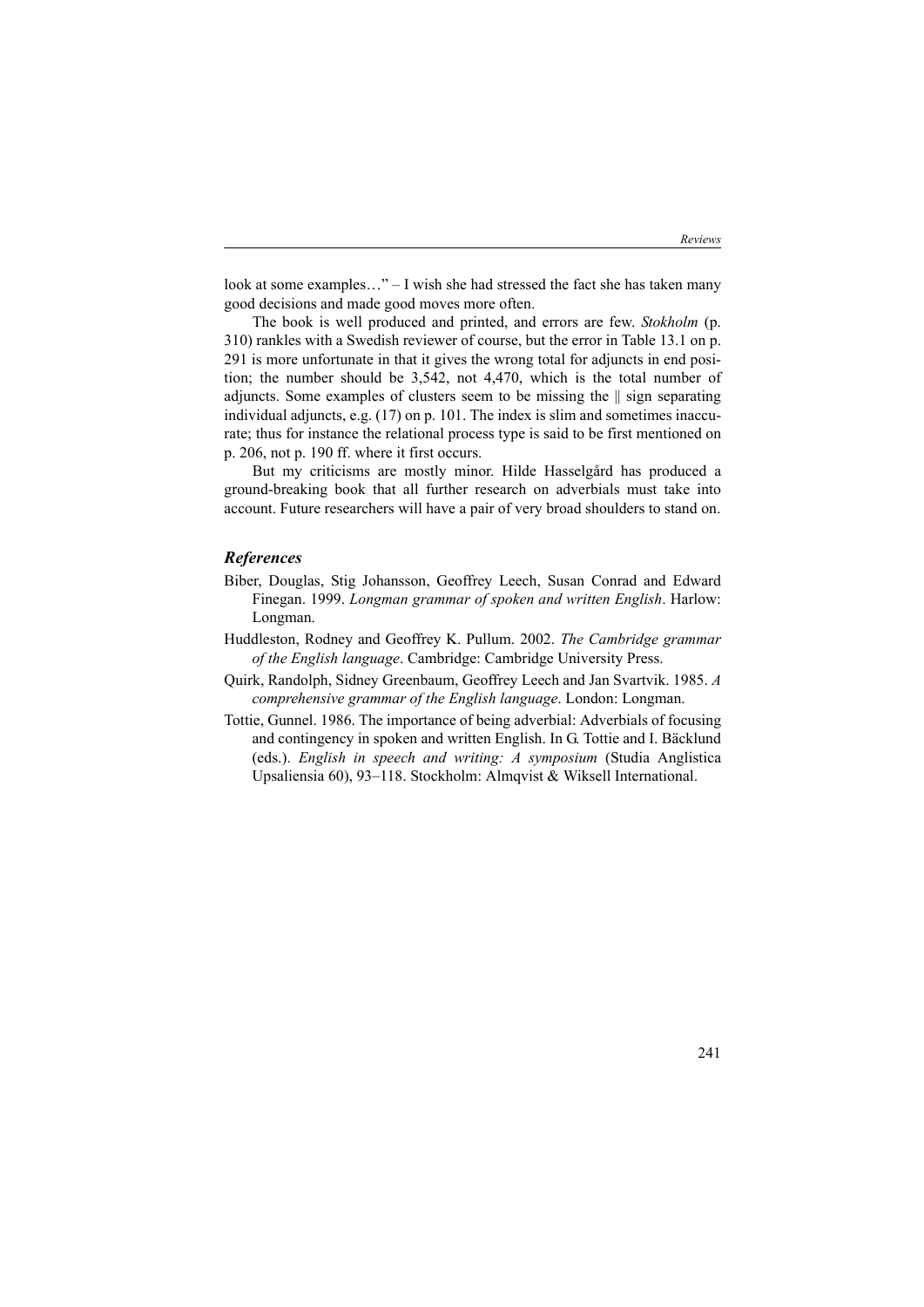look at some examples…" – I wish she had stressed the fact she has taken many good decisions and made good moves more often.

The book is well produced and printed, and errors are few. *Stokholm* (p. 310) rankles with a Swedish reviewer of course, but the error in Table 13.1 on p. 291 is more unfortunate in that it gives the wrong total for adjuncts in end position; the number should be 3,542, not 4,470, which is the total number of adjuncts. Some examples of clusters seem to be missing the || sign separating individual adjuncts, e.g. (17) on p. 101. The index is slim and sometimes inaccurate; thus for instance the relational process type is said to be first mentioned on p. 206, not p. 190 ff. where it first occurs.

But my criticisms are mostly minor. Hilde Hasselgård has produced a ground-breaking book that all further research on adverbials must take into account. Future researchers will have a pair of very broad shoulders to stand on.

### References

Biber, Douglas, Stig Johansson, Geoffrey Leech, Susan Conrad and Edward Finegan. 1999. *Longman grammar of spoken and written English*. Harlow: Longman.

Huddleston, Rodney and Geoffrey K. Pullum. 2002. *The Cambridge grammar of the English language*. Cambridge: Cambridge University Press.

Quirk, Randolph, Sidney Greenbaum, Geoffrey Leech and Jan Svartvik. 1985. *A comprehensive grammar of the English language*. London: Longman.

Tottie, Gunnel. 1986. The importance of being adverbial: Adverbials of focusing and contingency in spoken and written English. In G. Tottie and I. Bäcklund (eds.). *English in speech and writing: A symposium* (Studia Anglistica Upsaliensia 60), 93–118. Stockholm: Almqvist & Wiksell International.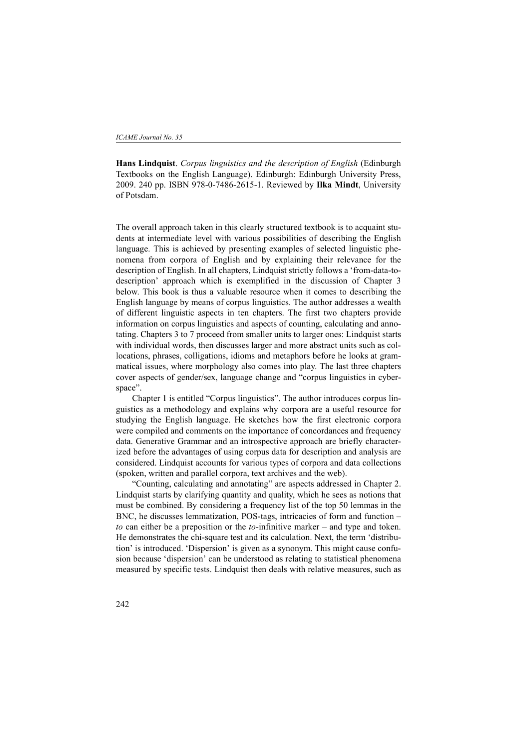**Hans Lindquist**. *Corpus linguistics and the description of English* (Edinburgh Textbooks on the English Language). Edinburgh: Edinburgh University Press, 2009. 240 pp. ISBN 978-0-7486-2615-1. Reviewed by **Ilka Mindt**, University of Potsdam.

The overall approach taken in this clearly structured textbook is to acquaint students at intermediate level with various possibilities of describing the English language. This is achieved by presenting examples of selected linguistic phenomena from corpora of English and by explaining their relevance for the description of English. In all chapters, Lindquist strictly follows a 'from-data-to-description' approach which is exemplified in the discussion of Chapter 3 below. This book is thus a valuable resource when it comes to describing the English language by means of corpus linguistics. The author addresses a wealth of different linguistic aspects in ten chapters. The first two chapters provide information on corpus linguistics and aspects of counting, calculating and annotating. Chapters 3 to 7 proceed from smaller units to larger ones: Lindquist starts with individual words, then discusses larger and more abstract units such as collocations, phrases, colligations, idioms and metaphors before he looks at grammatical issues, where morphology also comes into play. The last three chapters cover aspects of gender/sex, language change and "corpus linguistics in cyberspace".

Chapter 1 is entitled "Corpus linguistics". The author introduces corpus linguistics as a methodology and explains why corpora are a useful resource for studying the English language. He sketches how the first electronic corpora were compiled and comments on the importance of concordances and frequency data. Generative Grammar and an introspective approach are briefly characterized before the advantages of using corpus data for description and analysis are considered. Lindquist accounts for various types of corpora and data collections (spoken, written and parallel corpora, text archives and the web).

"Counting, calculating and annotating" are aspects addressed in Chapter 2. Lindquist starts by clarifying quantity and quality, which he sees as notions that must be combined. By considering a frequency list of the top 50 lemmas in the BNC, he discusses lemmatization, POS-tags, intricacies of form and function – *to* can either be a preposition or the *to*-infinitive marker – and type and token. He demonstrates the chi-square test and its calculation. Next, the term 'distribution' is introduced. 'Dispersion' is given as a synonym. This might cause confusion because 'dispersion' can be understood as relating to statistical phenomena measured by specific tests. Lindquist then deals with relative measures, such as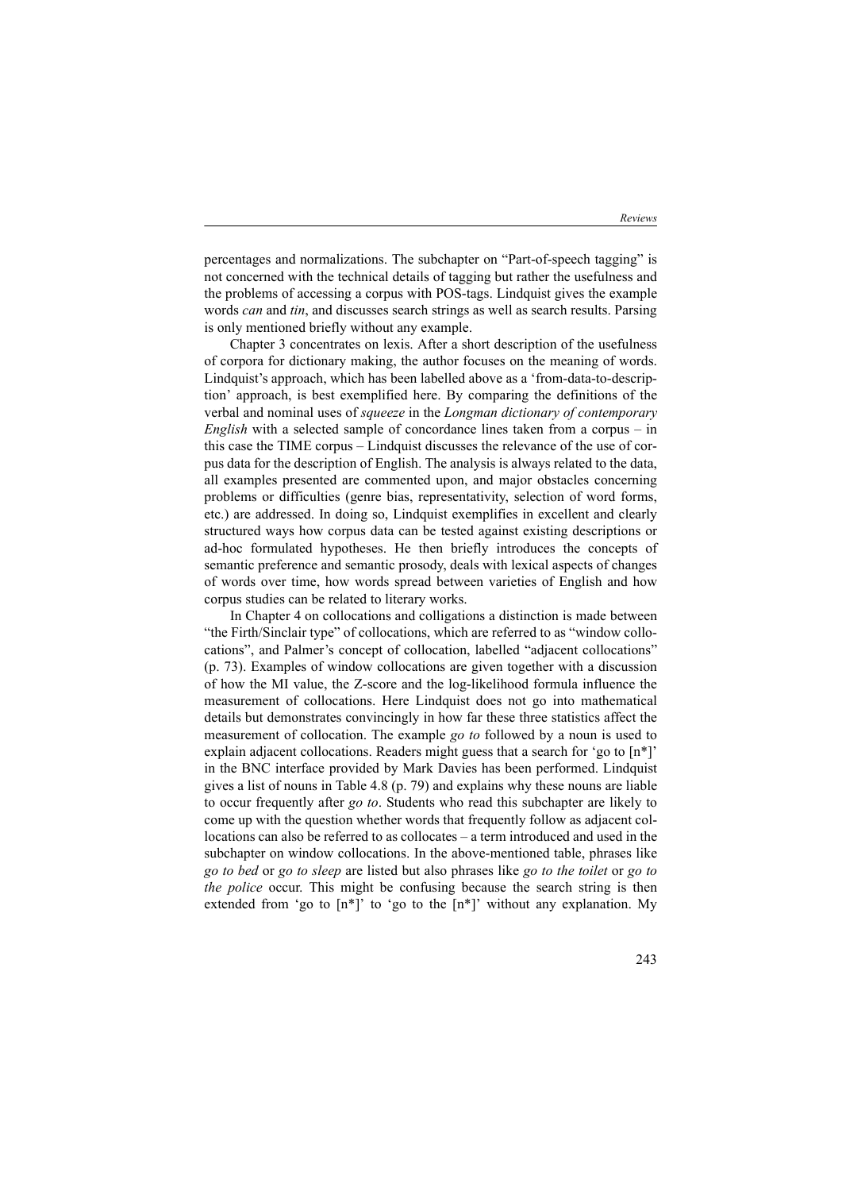percentages and normalizations. The subchapter on "Part-of-speech tagging" is not concerned with the technical details of tagging but rather the usefulness and the problems of accessing a corpus with POS-tags. Lindquist gives the example words *can* and *tin*, and discusses search strings as well as search results. Parsing is only mentioned briefly without any example.

Chapter 3 concentrates on lexis. After a short description of the usefulness of corpora for dictionary making, the author focuses on the meaning of words. Lindquist's approach, which has been labelled above as a 'from-data-to-description' approach, is best exemplified here. By comparing the definitions of the verbal and nominal uses of *squeeze* in the *Longman dictionary of contemporary English* with a selected sample of concordance lines taken from a corpus – in this case the TIME corpus – Lindquist discusses the relevance of the use of corpus data for the description of English. The analysis is always related to the data, all examples presented are commented upon, and major obstacles concerning problems or difficulties (genre bias, representativity, selection of word forms, etc.) are addressed. In doing so, Lindquist exemplifies in excellent and clearly structured ways how corpus data can be tested against existing descriptions or ad-hoc formulated hypotheses. He then briefly introduces the concepts of semantic preference and semantic prosody, deals with lexical aspects of changes of words over time, how words spread between varieties of English and how corpus studies can be related to literary works.

In Chapter 4 on collocations and colligations a distinction is made between "the Firth/Sinclair type" of collocations, which are referred to as "window collocations", and Palmer's concept of collocation, labelled "adjacent collocations" (p. 73). Examples of window collocations are given together with a discussion of how the MI value, the Z-score and the log-likelihood formula influence the measurement of collocations. Here Lindquist does not go into mathematical details but demonstrates convincingly in how far these three statistics affect the measurement of collocation. The example *go to* followed by a noun is used to explain adjacent collocations. Readers might guess that a search for 'go to [n*]' in the BNC interface provided by Mark Davies has been performed. Lindquist gives a list of nouns in Table 4.8 (p. 79) and explains why these nouns are liable to occur frequently after *go to*. Students who read this subchapter are likely to come up with the question whether words that frequently follow as adjacent collocations can also be referred to as collocates – a term introduced and used in the subchapter on window collocations. In the above-mentioned table, phrases like *go to bed* or *go to sleep* are listed but also phrases like *go to the toilet* or *go to the police* occur. This might be confusing because the search string is then extended from 'go to [n*]' to 'go to the [n*]' without any explanation. My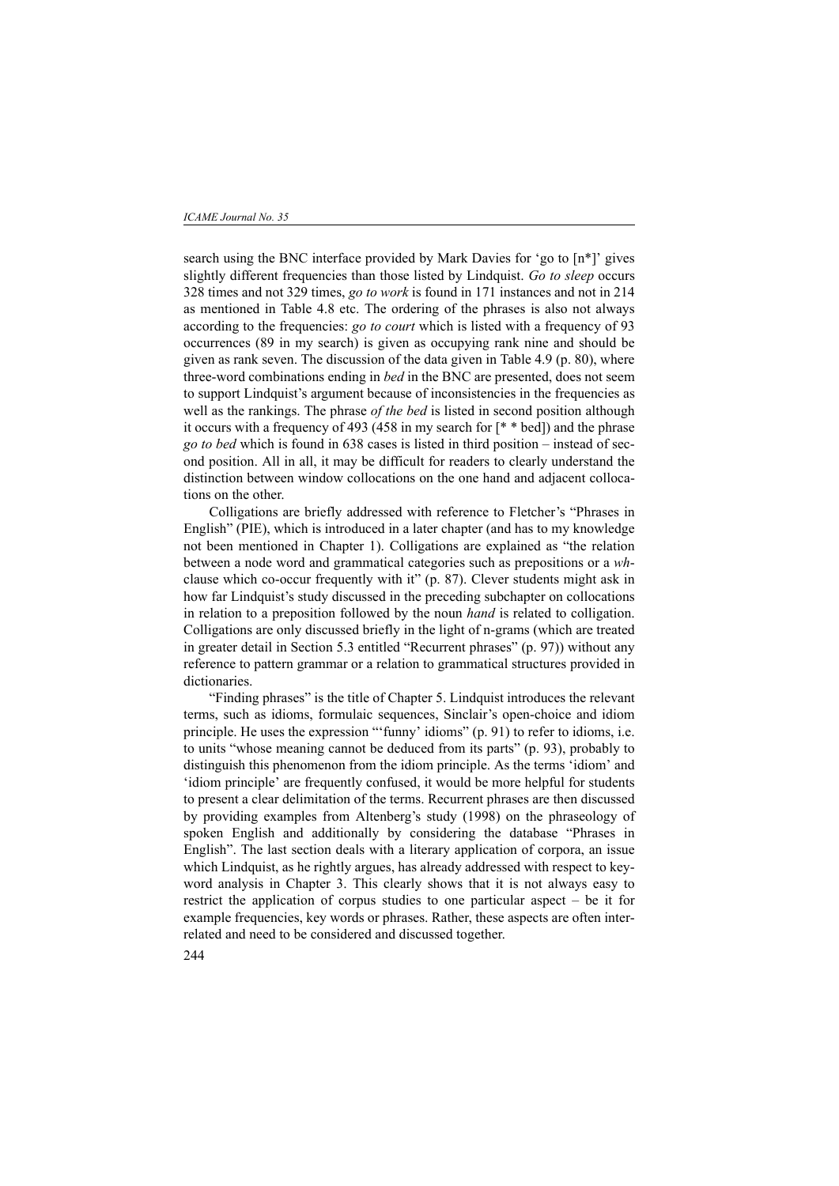search using the BNC interface provided by Mark Davies for 'go to [n*]' gives slightly different frequencies than those listed by Lindquist. *Go to sleep* occurs 328 times and not 329 times, *go to work* is found in 171 instances and not in 214 as mentioned in Table 4.8 etc. The ordering of the phrases is also not always according to the frequencies: *go to court* which is listed with a frequency of 93 occurrences (89 in my search) is given as occupying rank nine and should be given as rank seven. The discussion of the data given in Table 4.9 (p. 80), where three-word combinations ending in *bed* in the BNC are presented, does not seem to support Lindquist's argument because of inconsistencies in the frequencies as well as the rankings. The phrase *of the bed* is listed in second position although it occurs with a frequency of 493 (458 in my search for [* * bed]) and the phrase *go to bed* which is found in 638 cases is listed in third position – instead of second position. All in all, it may be difficult for readers to clearly understand the distinction between window collocations on the one hand and adjacent collocations on the other.

Colligations are briefly addressed with reference to Fletcher's "Phrases in English" (PIE), which is introduced in a later chapter (and has to my knowledge not been mentioned in Chapter 1). Colligations are explained as "the relation between a node word and grammatical categories such as prepositions or a *wh*-clause which co-occur frequently with it" (p. 87). Clever students might ask in how far Lindquist's study discussed in the preceding subchapter on collocations in relation to a preposition followed by the noun *hand* is related to colligation. Colligations are only discussed briefly in the light of n-grams (which are treated in greater detail in Section 5.3 entitled "Recurrent phrases" (p. 97)) without any reference to pattern grammar or a relation to grammatical structures provided in dictionaries.

"Finding phrases" is the title of Chapter 5. Lindquist introduces the relevant terms, such as idioms, formulaic sequences, Sinclair's open-choice and idiom principle. He uses the expression "'funny' idioms" (p. 91) to refer to idioms, i.e. to units "whose meaning cannot be deduced from its parts" (p. 93), probably to distinguish this phenomenon from the idiom principle. As the terms 'idiom' and 'idiom principle' are frequently confused, it would be more helpful for students to present a clear delimitation of the terms. Recurrent phrases are then discussed by providing examples from Altenberg's study (1998) on the phraseology of spoken English and additionally by considering the database "Phrases in English". The last section deals with a literary application of corpora, an issue which Lindquist, as he rightly argues, has already addressed with respect to keyword analysis in Chapter 3. This clearly shows that it is not always easy to restrict the application of corpus studies to one particular aspect – be it for example frequencies, key words or phrases. Rather, these aspects are often interrelated and need to be considered and discussed together.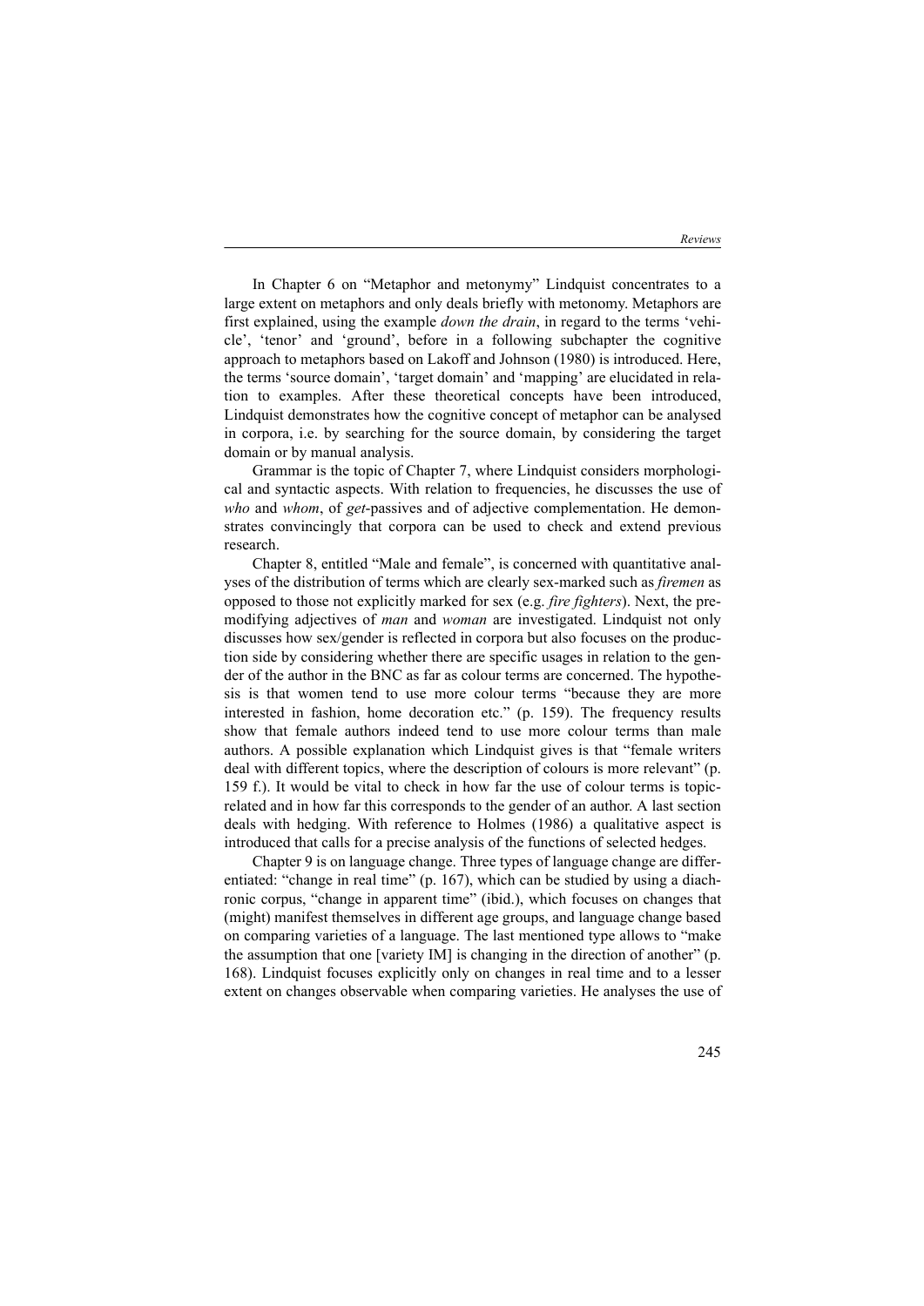In Chapter 6 on "Metaphor and metonymy" Lindquist concentrates to a large extent on metaphors and only deals briefly with metonomy. Metaphors are first explained, using the example *down the drain*, in regard to the terms 'vehicle', 'tenor' and 'ground', before in a following subchapter the cognitive approach to metaphors based on Lakoff and Johnson (1980) is introduced. Here, the terms 'source domain', 'target domain' and 'mapping' are elucidated in relation to examples. After these theoretical concepts have been introduced, Lindquist demonstrates how the cognitive concept of metaphor can be analysed in corpora, i.e. by searching for the source domain, by considering the target domain or by manual analysis.

Grammar is the topic of Chapter 7, where Lindquist considers morphological and syntactic aspects. With relation to frequencies, he discusses the use of *who* and *whom*, of *get*-passives and of adjective complementation. He demonstrates convincingly that corpora can be used to check and extend previous research.

Chapter 8, entitled "Male and female", is concerned with quantitative analyses of the distribution of terms which are clearly sex-marked such as *firemen* as opposed to those not explicitly marked for sex (e.g. *fire fighters*). Next, the premodifying adjectives of *man* and *woman* are investigated. Lindquist not only discusses how sex/gender is reflected in corpora but also focuses on the production side by considering whether there are specific usages in relation to the gender of the author in the BNC as far as colour terms are concerned. The hypothesis is that women tend to use more colour terms "because they are more interested in fashion, home decoration etc." (p. 159). The frequency results show that female authors indeed tend to use more colour terms than male authors. A possible explanation which Lindquist gives is that "female writers deal with different topics, where the description of colours is more relevant" (p. 159 f.). It would be vital to check in how far the use of colour terms is topic-related and in how far this corresponds to the gender of an author. A last section deals with hedging. With reference to Holmes (1986) a qualitative aspect is introduced that calls for a precise analysis of the functions of selected hedges.

Chapter 9 is on language change. Three types of language change are differentiated: "change in real time" (p. 167), which can be studied by using a diachronic corpus, "change in apparent time" (ibid.), which focuses on changes that (might) manifest themselves in different age groups, and language change based on comparing varieties of a language. The last mentioned type allows to "make the assumption that one [variety IM] is changing in the direction of another" (p. 168). Lindquist focuses explicitly only on changes in real time and to a lesser extent on changes observable when comparing varieties. He analyses the use of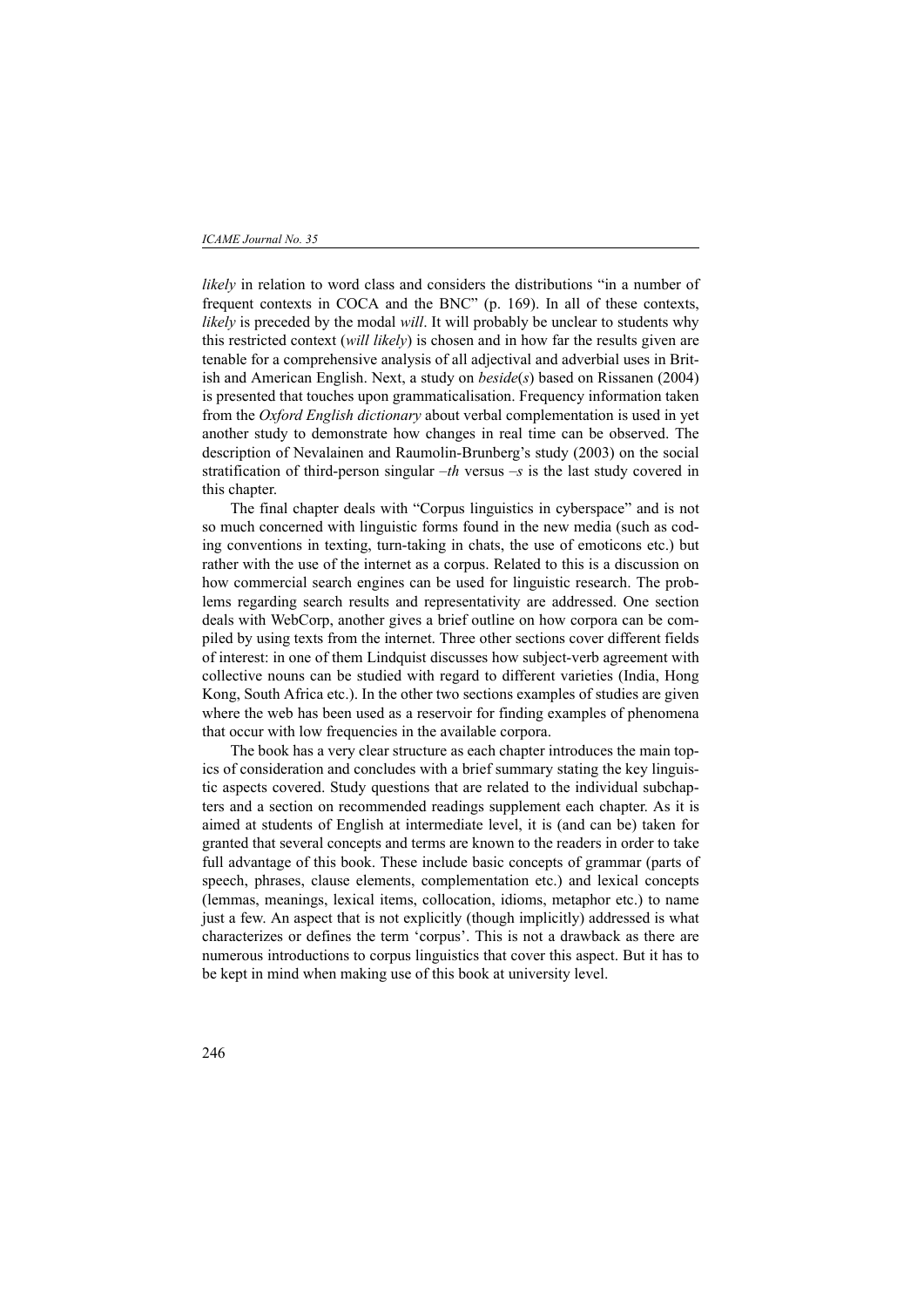*likely* in relation to word class and considers the distributions "in a number of frequent contexts in COCA and the BNC" (p. 169). In all of these contexts, *likely* is preceded by the modal *will*. It will probably be unclear to students why this restricted context (*will likely*) is chosen and in how far the results given are tenable for a comprehensive analysis of all adjectival and adverbial uses in British and American English. Next, a study on *beside*(*s*) based on Rissanen (2004) is presented that touches upon grammaticalisation. Frequency information taken from the *Oxford English dictionary* about verbal complementation is used in yet another study to demonstrate how changes in real time can be observed. The description of Nevalainen and Raumolin-Brunberg's study (2003) on the social stratification of third-person singular *–th* versus *–s* is the last study covered in this chapter.

The final chapter deals with "Corpus linguistics in cyberspace" and is not so much concerned with linguistic forms found in the new media (such as coding conventions in texting, turn-taking in chats, the use of emoticons etc.) but rather with the use of the internet as a corpus. Related to this is a discussion on how commercial search engines can be used for linguistic research. The problems regarding search results and representativity are addressed. One section deals with WebCorp, another gives a brief outline on how corpora can be compiled by using texts from the internet. Three other sections cover different fields of interest: in one of them Lindquist discusses how subject-verb agreement with collective nouns can be studied with regard to different varieties (India, Hong Kong, South Africa etc.). In the other two sections examples of studies are given where the web has been used as a reservoir for finding examples of phenomena that occur with low frequencies in the available corpora.

The book has a very clear structure as each chapter introduces the main topics of consideration and concludes with a brief summary stating the key linguistic aspects covered. Study questions that are related to the individual subchapters and a section on recommended readings supplement each chapter. As it is aimed at students of English at intermediate level, it is (and can be) taken for granted that several concepts and terms are known to the readers in order to take full advantage of this book. These include basic concepts of grammar (parts of speech, phrases, clause elements, complementation etc.) and lexical concepts (lemmas, meanings, lexical items, collocation, idioms, metaphor etc.) to name just a few. An aspect that is not explicitly (though implicitly) addressed is what characterizes or defines the term 'corpus'. This is not a drawback as there are numerous introductions to corpus linguistics that cover this aspect. But it has to be kept in mind when making use of this book at university level.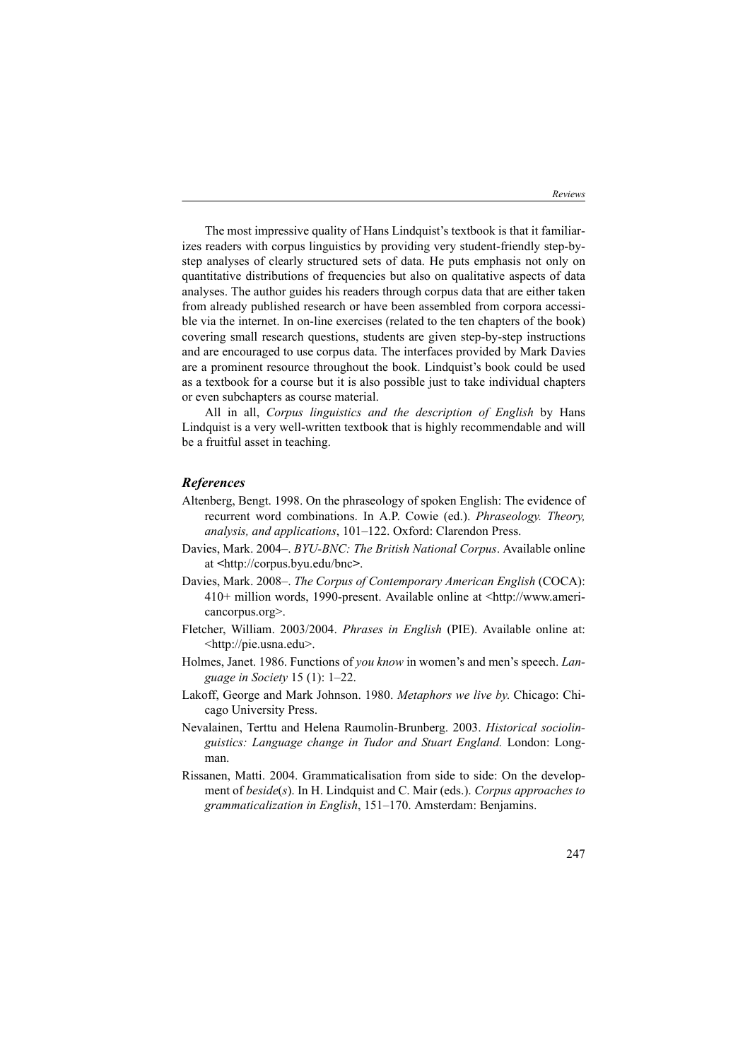The most impressive quality of Hans Lindquist's textbook is that it familiarizes readers with corpus linguistics by providing very student-friendly step-by-step analyses of clearly structured sets of data. He puts emphasis not only on quantitative distributions of frequencies but also on qualitative aspects of data analyses. The author guides his readers through corpus data that are either taken from already published research or have been assembled from corpora accessible via the internet. In on-line exercises (related to the ten chapters of the book) covering small research questions, students are given step-by-step instructions and are encouraged to use corpus data. The interfaces provided by Mark Davies are a prominent resource throughout the book. Lindquist's book could be used as a textbook for a course but it is also possible just to take individual chapters or even subchapters as course material.

All in all, *Corpus linguistics and the description of English* by Hans Lindquist is a very well-written textbook that is highly recommendable and will be a fruitful asset in teaching.

### *References*

Altenberg, Bengt. 1998. On the phraseology of spoken English: The evidence of recurrent word combinations. In A.P. Cowie (ed.). *Phraseology. Theory, analysis, and applications*, 101–122. Oxford: Clarendon Press.

Davies, Mark. 2004–. *BYU-BNC: The British National Corpus*. Available online at <http://corpus.byu.edu/bnc>.

Davies, Mark. 2008–. *The Corpus of Contemporary American English* (COCA): 410+ million words, 1990-present. Available online at <http://www.americancorpus.org>.

Fletcher, William. 2003/2004. *Phrases in English* (PIE). Available online at: <http://pie.usna.edu>.

Holmes, Janet. 1986. Functions of *you know* in women's and men's speech. *Language in Society* 15 (1): 1–22.

Lakoff, George and Mark Johnson. 1980. *Metaphors we live by*. Chicago: Chicago University Press.

Nevalainen, Terttu and Helena Raumolin-Brunberg. 2003. *Historical sociolinguistics: Language change in Tudor and Stuart England.* London: Longman.

Rissanen, Matti. 2004. Grammaticalisation from side to side: On the development of *beside*(*s*). In H. Lindquist and C. Mair (eds.). *Corpus approaches to grammaticalization in English*, 151–170. Amsterdam: Benjamins.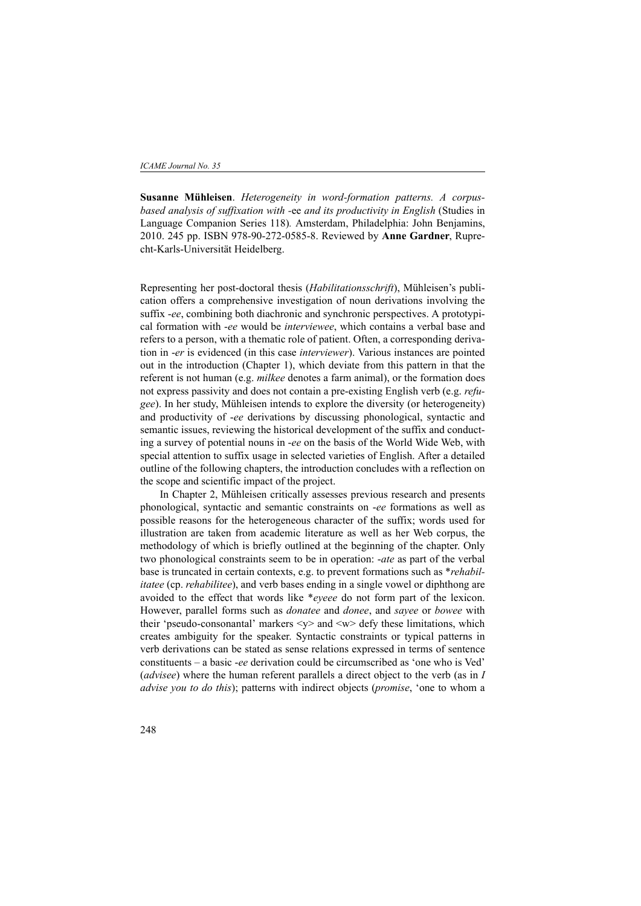**Susanne Mühleisen**. *Heterogeneity in word-formation patterns. A corpus-based analysis of suffixation with* -ee *and its productivity in English* (Studies in Language Companion Series 118)*.* Amsterdam, Philadelphia: John Benjamins, 2010. 245 pp. ISBN 978-90-272-0585-8. Reviewed by **Anne Gardner**, Ruprecht-Karls-Universität Heidelberg.

Representing her post-doctoral thesis (*Habilitationsschrift*), Mühleisen's publication offers a comprehensive investigation of noun derivations involving the suffix *-ee*, combining both diachronic and synchronic perspectives. A prototypical formation with *-ee* would be *interviewee*, which contains a verbal base and refers to a person, with a thematic role of patient. Often, a corresponding derivation in *-er* is evidenced (in this case *interviewer*). Various instances are pointed out in the introduction (Chapter 1), which deviate from this pattern in that the referent is not human (e.g. *milkee* denotes a farm animal), or the formation does not express passivity and does not contain a pre-existing English verb (e.g. *refugee*). In her study, Mühleisen intends to explore the diversity (or heterogeneity) and productivity of *-ee* derivations by discussing phonological, syntactic and semantic issues, reviewing the historical development of the suffix and conducting a survey of potential nouns in *-ee* on the basis of the World Wide Web, with special attention to suffix usage in selected varieties of English. After a detailed outline of the following chapters, the introduction concludes with a reflection on the scope and scientific impact of the project.

In Chapter 2, Mühleisen critically assesses previous research and presents phonological, syntactic and semantic constraints on *-ee* formations as well as possible reasons for the heterogeneous character of the suffix; words used for illustration are taken from academic literature as well as her Web corpus, the methodology of which is briefly outlined at the beginning of the chapter. Only two phonological constraints seem to be in operation: *-ate* as part of the verbal base is truncated in certain contexts, e.g. to prevent formations such as \**rehabilitatee* (cp. *rehabilitee*), and verb bases ending in a single vowel or diphthong are avoided to the effect that words like \**eyeee* do not form part of the lexicon. However, parallel forms such as *donatee* and *donee*, and *sayee* or *bowee* with their 'pseudo-consonantal' markers <y> and <w> defy these limitations, which creates ambiguity for the speaker. Syntactic constraints or typical patterns in verb derivations can be stated as sense relations expressed in terms of sentence constituents – a basic *-ee* derivation could be circumscribed as 'one who is Ved' (*advisee*) where the human referent parallels a direct object to the verb (as in *I advise you to do this*); patterns with indirect objects (*promise*, 'one to whom a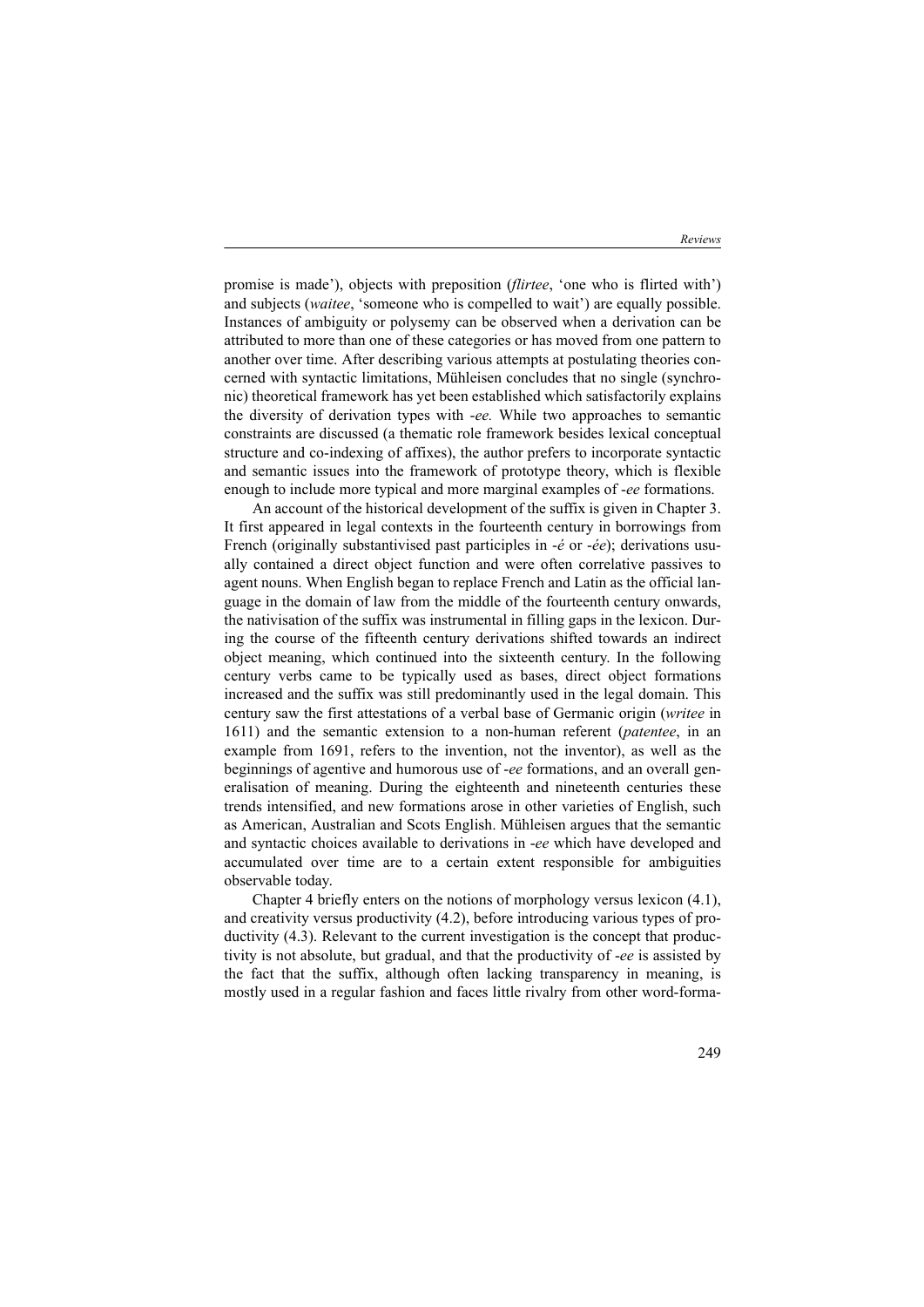promise is made'), objects with preposition (*flirtee*, 'one who is flirted with') and subjects (*waitee*, 'someone who is compelled to wait') are equally possible. Instances of ambiguity or polysemy can be observed when a derivation can be attributed to more than one of these categories or has moved from one pattern to another over time. After describing various attempts at postulating theories concerned with syntactic limitations, Mühleisen concludes that no single (synchronic) theoretical framework has yet been established which satisfactorily explains the diversity of derivation types with *-ee.* While two approaches to semantic constraints are discussed (a thematic role framework besides lexical conceptual structure and co-indexing of affixes), the author prefers to incorporate syntactic and semantic issues into the framework of prototype theory, which is flexible enough to include more typical and more marginal examples of *-ee* formations.

An account of the historical development of the suffix is given in Chapter 3. It first appeared in legal contexts in the fourteenth century in borrowings from French (originally substantivised past participles in *-é* or *-ée*); derivations usually contained a direct object function and were often correlative passives to agent nouns. When English began to replace French and Latin as the official language in the domain of law from the middle of the fourteenth century onwards, the nativisation of the suffix was instrumental in filling gaps in the lexicon. During the course of the fifteenth century derivations shifted towards an indirect object meaning, which continued into the sixteenth century. In the following century verbs came to be typically used as bases, direct object formations increased and the suffix was still predominantly used in the legal domain. This century saw the first attestations of a verbal base of Germanic origin (*writee* in 1611) and the semantic extension to a non-human referent (*patentee*, in an example from 1691, refers to the invention, not the inventor), as well as the beginnings of agentive and humorous use of *-ee* formations, and an overall generalisation of meaning. During the eighteenth and nineteenth centuries these trends intensified, and new formations arose in other varieties of English, such as American, Australian and Scots English. Mühleisen argues that the semantic and syntactic choices available to derivations in *-ee* which have developed and accumulated over time are to a certain extent responsible for ambiguities observable today.

Chapter 4 briefly enters on the notions of morphology versus lexicon (4.1), and creativity versus productivity (4.2), before introducing various types of productivity (4.3). Relevant to the current investigation is the concept that productivity is not absolute, but gradual, and that the productivity of *-ee* is assisted by the fact that the suffix, although often lacking transparency in meaning, is mostly used in a regular fashion and faces little rivalry from other word-forma-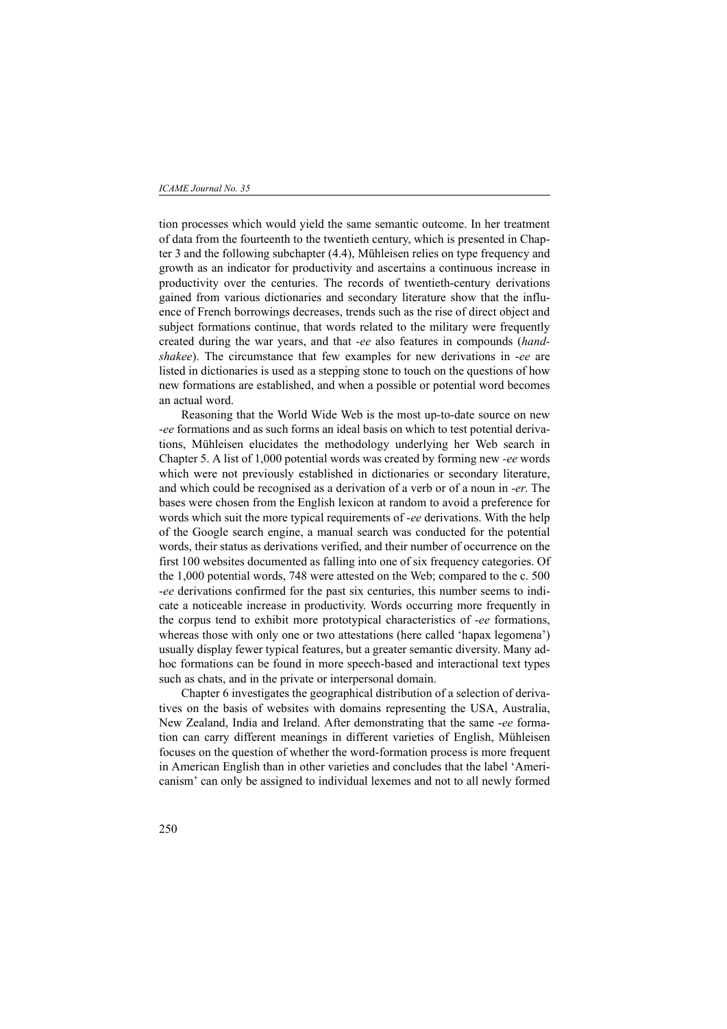tion processes which would yield the same semantic outcome. In her treatment of data from the fourteenth to the twentieth century, which is presented in Chapter 3 and the following subchapter (4.4), Mühleisen relies on type frequency and growth as an indicator for productivity and ascertains a continuous increase in productivity over the centuries. The records of twentieth-century derivations gained from various dictionaries and secondary literature show that the influence of French borrowings decreases, trends such as the rise of direct object and subject formations continue, that words related to the military were frequently created during the war years, and that *-ee* also features in compounds (*handshakee*). The circumstance that few examples for new derivations in *-ee* are listed in dictionaries is used as a stepping stone to touch on the questions of how new formations are established, and when a possible or potential word becomes an actual word.

Reasoning that the World Wide Web is the most up-to-date source on new *-ee* formations and as such forms an ideal basis on which to test potential derivations, Mühleisen elucidates the methodology underlying her Web search in Chapter 5. A list of 1,000 potential words was created by forming new *-ee* words which were not previously established in dictionaries or secondary literature, and which could be recognised as a derivation of a verb or of a noun in *-er*. The bases were chosen from the English lexicon at random to avoid a preference for words which suit the more typical requirements of *-ee* derivations. With the help of the Google search engine, a manual search was conducted for the potential words, their status as derivations verified, and their number of occurrence on the first 100 websites documented as falling into one of six frequency categories. Of the 1,000 potential words, 748 were attested on the Web; compared to the c. 500 *-ee* derivations confirmed for the past six centuries, this number seems to indicate a noticeable increase in productivity. Words occurring more frequently in the corpus tend to exhibit more prototypical characteristics of *-ee* formations, whereas those with only one or two attestations (here called 'hapax legomena') usually display fewer typical features, but a greater semantic diversity. Many ad-hoc formations can be found in more speech-based and interactional text types such as chats, and in the private or interpersonal domain.

Chapter 6 investigates the geographical distribution of a selection of derivatives on the basis of websites with domains representing the USA, Australia, New Zealand, India and Ireland. After demonstrating that the same *-ee* formation can carry different meanings in different varieties of English, Mühleisen focuses on the question of whether the word-formation process is more frequent in American English than in other varieties and concludes that the label 'Americanism' can only be assigned to individual lexemes and not to all newly formed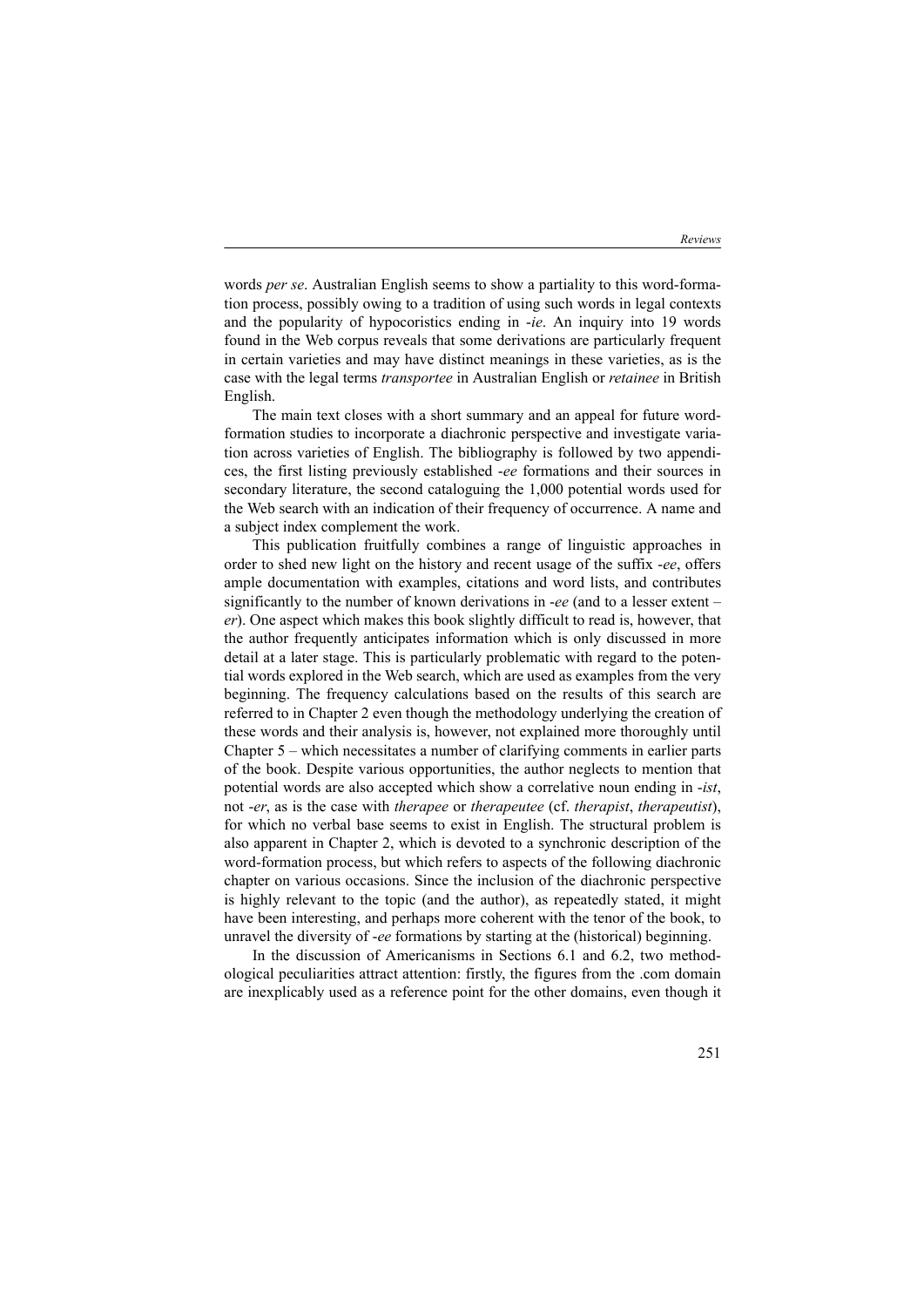words *per se*. Australian English seems to show a partiality to this word-formation process, possibly owing to a tradition of using such words in legal contexts and the popularity of hypocoristics ending in -*ie*. An inquiry into 19 words found in the Web corpus reveals that some derivations are particularly frequent in certain varieties and may have distinct meanings in these varieties, as is the case with the legal terms *transportee* in Australian English or *retainee* in British English.

The main text closes with a short summary and an appeal for future word-formation studies to incorporate a diachronic perspective and investigate variation across varieties of English. The bibliography is followed by two appendices, the first listing previously established -*ee* formations and their sources in secondary literature, the second cataloguing the 1,000 potential words used for the Web search with an indication of their frequency of occurrence. A name and a subject index complement the work.

This publication fruitfully combines a range of linguistic approaches in order to shed new light on the history and recent usage of the suffix -*ee*, offers ample documentation with examples, citations and word lists, and contributes significantly to the number of known derivations in -*ee* (and to a lesser extent –*er*). One aspect which makes this book slightly difficult to read is, however, that the author frequently anticipates information which is only discussed in more detail at a later stage. This is particularly problematic with regard to the potential words explored in the Web search, which are used as examples from the very beginning. The frequency calculations based on the results of this search are referred to in Chapter 2 even though the methodology underlying the creation of these words and their analysis is, however, not explained more thoroughly until Chapter 5 – which necessitates a number of clarifying comments in earlier parts of the book. Despite various opportunities, the author neglects to mention that potential words are also accepted which show a correlative noun ending in -*ist*, not -*er*, as is the case with *therapee* or *therapeutee* (cf. *therapist*, *therapeutist*), for which no verbal base seems to exist in English. The structural problem is also apparent in Chapter 2, which is devoted to a synchronic description of the word-formation process, but which refers to aspects of the following diachronic chapter on various occasions. Since the inclusion of the diachronic perspective is highly relevant to the topic (and the author), as repeatedly stated, it might have been interesting, and perhaps more coherent with the tenor of the book, to unravel the diversity of -*ee* formations by starting at the (historical) beginning.

In the discussion of Americanisms in Sections 6.1 and 6.2, two methodological peculiarities attract attention: firstly, the figures from the .com domain are inexplicably used as a reference point for the other domains, even though it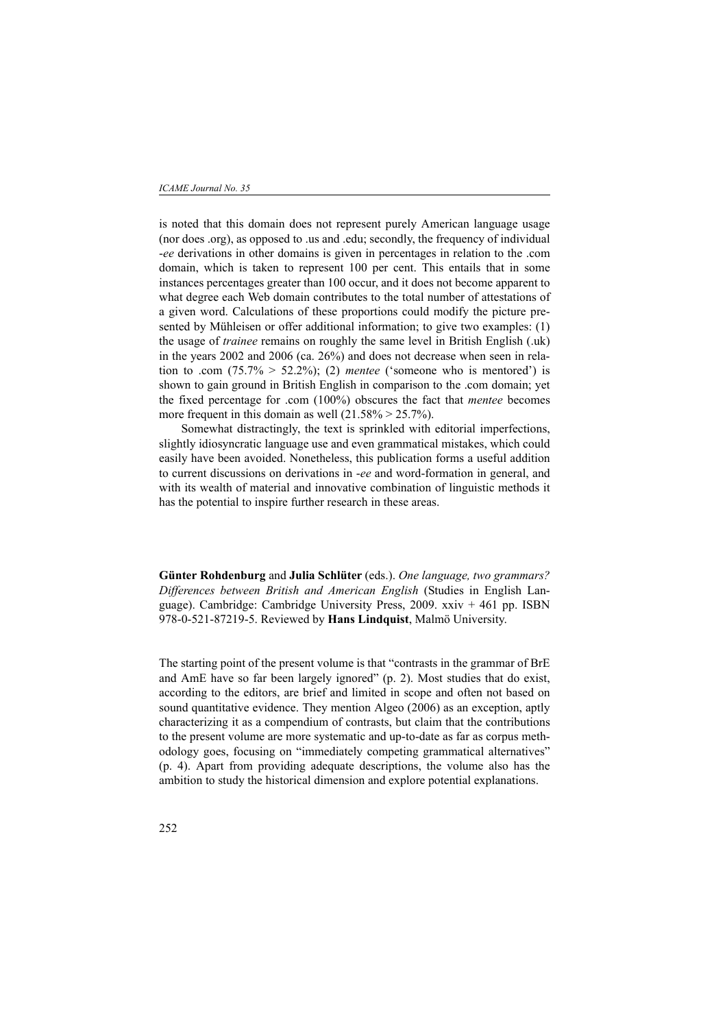is noted that this domain does not represent purely American language usage (nor does .org), as opposed to .us and .edu; secondly, the frequency of individual *-ee* derivations in other domains is given in percentages in relation to the .com domain, which is taken to represent 100 per cent. This entails that in some instances percentages greater than 100 occur, and it does not become apparent to what degree each Web domain contributes to the total number of attestations of a given word. Calculations of these proportions could modify the picture presented by Mühleisen or offer additional information; to give two examples: (1) the usage of *trainee* remains on roughly the same level in British English (.uk) in the years 2002 and 2006 (ca. 26%) and does not decrease when seen in relation to .com (75.7% > 52.2%); (2) *mentee* ('someone who is mentored') is shown to gain ground in British English in comparison to the .com domain; yet the fixed percentage for .com (100%) obscures the fact that *mentee* becomes more frequent in this domain as well (21.58% > 25.7%).

Somewhat distractingly, the text is sprinkled with editorial imperfections, slightly idiosyncratic language use and even grammatical mistakes, which could easily have been avoided. Nonetheless, this publication forms a useful addition to current discussions on derivations in *-ee* and word-formation in general, and with its wealth of material and innovative combination of linguistic methods it has the potential to inspire further research in these areas.

**Günter Rohdenburg** and **Julia Schlüter** (eds.). *One language, two grammars? Differences between British and American English* (Studies in English Language). Cambridge: Cambridge University Press, 2009. xxiv + 461 pp. ISBN 978-0-521-87219-5. Reviewed by **Hans Lindquist**, Malmö University.

The starting point of the present volume is that "contrasts in the grammar of BrE and AmE have so far been largely ignored" (p. 2). Most studies that do exist, according to the editors, are brief and limited in scope and often not based on sound quantitative evidence. They mention Algeo (2006) as an exception, aptly characterizing it as a compendium of contrasts, but claim that the contributions to the present volume are more systematic and up-to-date as far as corpus methodology goes, focusing on "immediately competing grammatical alternatives" (p. 4). Apart from providing adequate descriptions, the volume also has the ambition to study the historical dimension and explore potential explanations.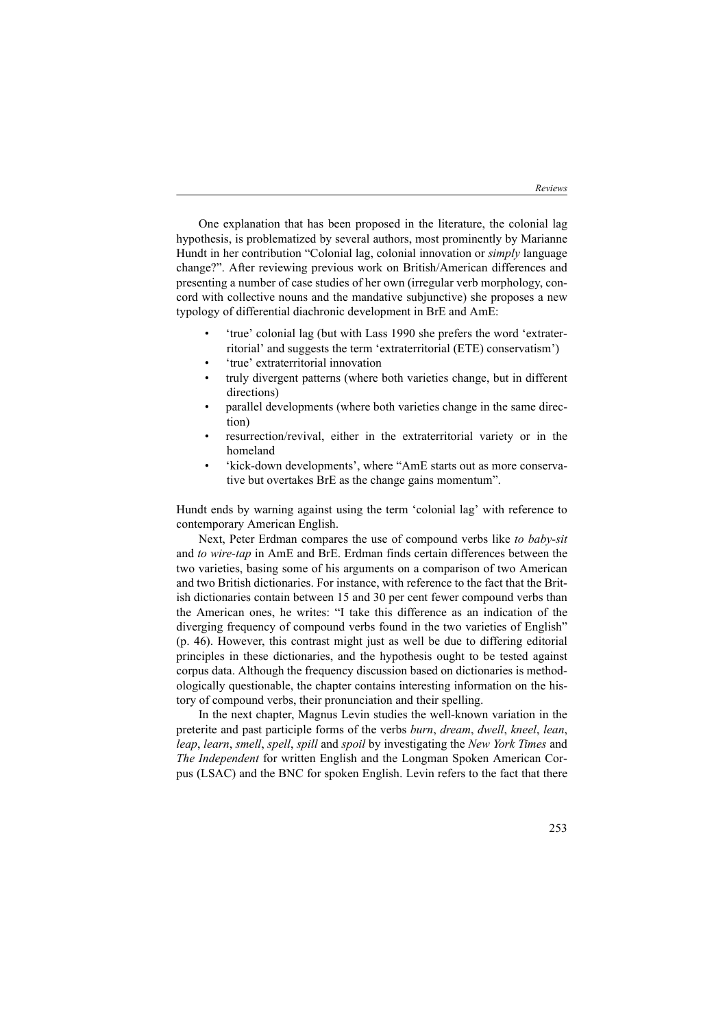One explanation that has been proposed in the literature, the colonial lag hypothesis, is problematized by several authors, most prominently by Marianne Hundt in her contribution "Colonial lag, colonial innovation or *simply* language change?". After reviewing previous work on British/American differences and presenting a number of case studies of her own (irregular verb morphology, concord with collective nouns and the mandative subjunctive) she proposes a new typology of differential diachronic development in BrE and AmE:

- 'true' colonial lag (but with Lass 1990 she prefers the word 'extraterritorial' and suggests the term 'extraterritorial (ETE) conservatism')
- 'true' extraterritorial innovation
- truly divergent patterns (where both varieties change, but in different directions)
- parallel developments (where both varieties change in the same direction)
- resurrection/revival, either in the extraterritorial variety or in the homeland
- 'kick-down developments', where "AmE starts out as more conservative but overtakes BrE as the change gains momentum".

Hundt ends by warning against using the term 'colonial lag' with reference to contemporary American English.

Next, Peter Erdman compares the use of compound verbs like *to baby-sit* and *to wire-tap* in AmE and BrE. Erdman finds certain differences between the two varieties, basing some of his arguments on a comparison of two American and two British dictionaries. For instance, with reference to the fact that the British dictionaries contain between 15 and 30 per cent fewer compound verbs than the American ones, he writes: "I take this difference as an indication of the diverging frequency of compound verbs found in the two varieties of English" (p. 46). However, this contrast might just as well be due to differing editorial principles in these dictionaries, and the hypothesis ought to be tested against corpus data. Although the frequency discussion based on dictionaries is methodologically questionable, the chapter contains interesting information on the history of compound verbs, their pronunciation and their spelling.

In the next chapter, Magnus Levin studies the well-known variation in the preterite and past participle forms of the verbs *burn*, *dream*, *dwell*, *kneel*, *lean*, *leap*, *learn*, *smell*, *spell*, *spill* and *spoil* by investigating the *New York Times* and *The Independent* for written English and the Longman Spoken American Corpus (LSAC) and the BNC for spoken English. Levin refers to the fact that there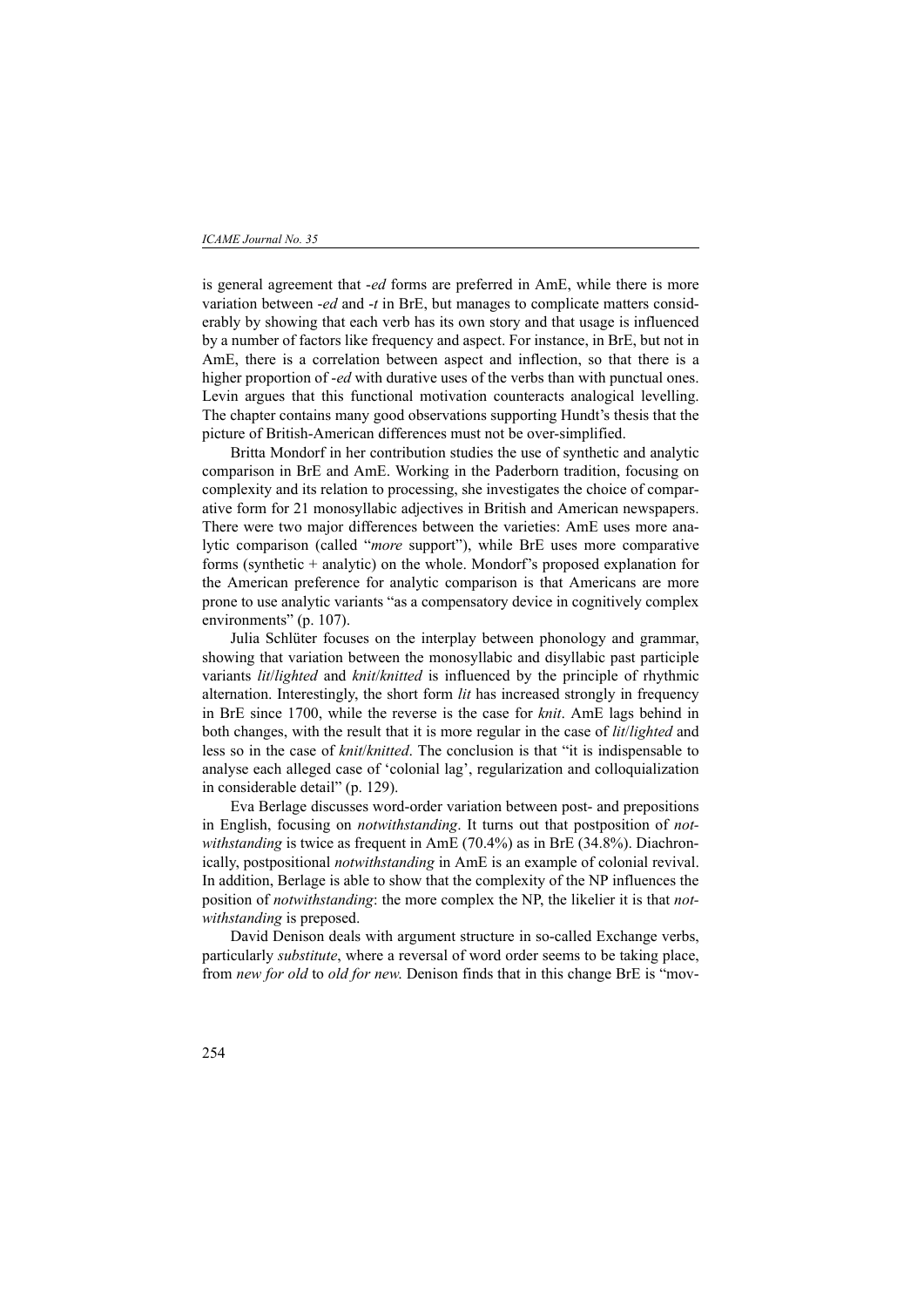is general agreement that *-ed* forms are preferred in AmE, while there is more variation between *-ed* and *-t* in BrE, but manages to complicate matters considerably by showing that each verb has its own story and that usage is influenced by a number of factors like frequency and aspect. For instance, in BrE, but not in AmE, there is a correlation between aspect and inflection, so that there is a higher proportion of *-ed* with durative uses of the verbs than with punctual ones. Levin argues that this functional motivation counteracts analogical levelling. The chapter contains many good observations supporting Hundt's thesis that the picture of British-American differences must not be over-simplified.

Britta Mondorf in her contribution studies the use of synthetic and analytic comparison in BrE and AmE. Working in the Paderborn tradition, focusing on complexity and its relation to processing, she investigates the choice of comparative form for 21 monosyllabic adjectives in British and American newspapers. There were two major differences between the varieties: AmE uses more analytic comparison (called "*more* support"), while BrE uses more comparative forms (synthetic + analytic) on the whole. Mondorf's proposed explanation for the American preference for analytic comparison is that Americans are more prone to use analytic variants "as a compensatory device in cognitively complex environments" (p. 107).

Julia Schlüter focuses on the interplay between phonology and grammar, showing that variation between the monosyllabic and disyllabic past participle variants *lit*/*lighted* and *knit*/*knitted* is influenced by the principle of rhythmic alternation. Interestingly, the short form *lit* has increased strongly in frequency in BrE since 1700, while the reverse is the case for *knit*. AmE lags behind in both changes, with the result that it is more regular in the case of *lit*/*lighted* and less so in the case of *knit*/*knitted*. The conclusion is that "it is indispensable to analyse each alleged case of 'colonial lag', regularization and colloquialization in considerable detail" (p. 129).

Eva Berlage discusses word-order variation between post- and prepositions in English, focusing on *notwithstanding*. It turns out that postposition of *notwithstanding* is twice as frequent in AmE (70.4%) as in BrE (34.8%). Diachronically, postpositional *notwithstanding* in AmE is an example of colonial revival. In addition, Berlage is able to show that the complexity of the NP influences the position of *notwithstanding*: the more complex the NP, the likelier it is that *notwithstanding* is preposed.

David Denison deals with argument structure in so-called Exchange verbs, particularly *substitute*, where a reversal of word order seems to be taking place, from *new for old* to *old for new*. Denison finds that in this change BrE is "mov-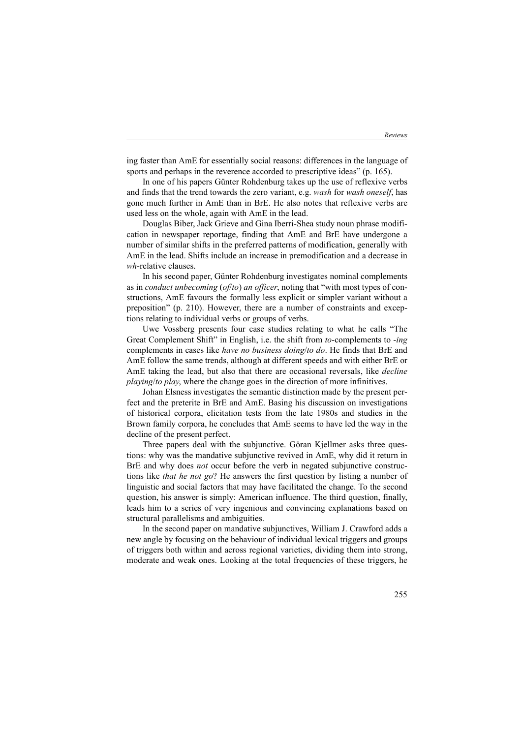ing faster than AmE for essentially social reasons: differences in the language of sports and perhaps in the reverence accorded to prescriptive ideas" (p. 165).

In one of his papers Günter Rohdenburg takes up the use of reflexive verbs and finds that the trend towards the zero variant, e.g. *wash* for *wash oneself*, has gone much further in AmE than in BrE. He also notes that reflexive verbs are used less on the whole, again with AmE in the lead.

Douglas Biber, Jack Grieve and Gina Iberri-Shea study noun phrase modification in newspaper reportage, finding that AmE and BrE have undergone a number of similar shifts in the preferred patterns of modification, generally with AmE in the lead. Shifts include an increase in premodification and a decrease in *wh*-relative clauses.

In his second paper, Günter Rohdenburg investigates nominal complements as in *conduct unbecoming* (*of*/*to*) *an officer*, noting that "with most types of constructions, AmE favours the formally less explicit or simpler variant without a preposition" (p. 210). However, there are a number of constraints and exceptions relating to individual verbs or groups of verbs.

Uwe Vossberg presents four case studies relating to what he calls "The Great Complement Shift" in English, i.e. the shift from *to*-complements to -*ing* complements in cases like *have no business doing*/*to do*. He finds that BrE and AmE follow the same trends, although at different speeds and with either BrE or AmE taking the lead, but also that there are occasional reversals, like *decline playing*/*to play*, where the change goes in the direction of more infinitives.

Johan Elsness investigates the semantic distinction made by the present perfect and the preterite in BrE and AmE. Basing his discussion on investigations of historical corpora, elicitation tests from the late 1980s and studies in the Brown family corpora, he concludes that AmE seems to have led the way in the decline of the present perfect.

Three papers deal with the subjunctive. Göran Kjellmer asks three questions: why was the mandative subjunctive revived in AmE, why did it return in BrE and why does *not* occur before the verb in negated subjunctive constructions like *that he not go*? He answers the first question by listing a number of linguistic and social factors that may have facilitated the change. To the second question, his answer is simply: American influence. The third question, finally, leads him to a series of very ingenious and convincing explanations based on structural parallelisms and ambiguities.

In the second paper on mandative subjunctives, William J. Crawford adds a new angle by focusing on the behaviour of individual lexical triggers and groups of triggers both within and across regional varieties, dividing them into strong, moderate and weak ones. Looking at the total frequencies of these triggers, he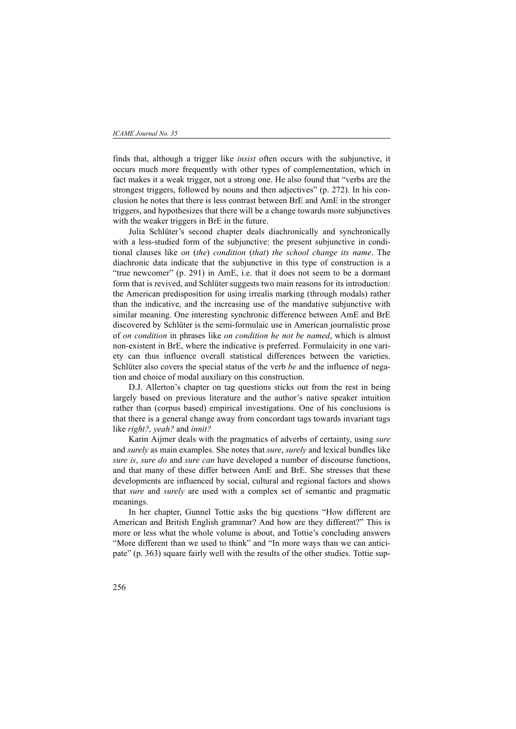finds that, although a trigger like *insist* often occurs with the subjunctive, it occurs much more frequently with other types of complementation, which in fact makes it a weak trigger, not a strong one. He also found that "verbs are the strongest triggers, followed by nouns and then adjectives" (p. 272). In his conclusion he notes that there is less contrast between BrE and AmE in the stronger triggers, and hypothesizes that there will be a change towards more subjunctives with the weaker triggers in BrE in the future.

Julia Schlüter's second chapter deals diachronically and synchronically with a less-studied form of the subjunctive: the present subjunctive in conditional clauses like *on* (*the*) *condition* (*that*) *the school change its name*. The diachronic data indicate that the subjunctive in this type of construction is a "true newcomer" (p. 291) in AmE, i.e. that it does not seem to be a dormant form that is revived, and Schlüter suggests two main reasons for its introduction: the American predisposition for using irrealis marking (through modals) rather than the indicative, and the increasing use of the mandative subjunctive with similar meaning. One interesting synchronic difference between AmE and BrE discovered by Schlüter is the semi-formulaic use in American journalistic prose of *on condition* in phrases like *on condition he not be named*, which is almost non-existent in BrE, where the indicative is preferred. Formulaicity in one variety can thus influence overall statistical differences between the varieties. Schlüter also covers the special status of the verb *be* and the influence of negation and choice of modal auxiliary on this construction.

D.J. Allerton's chapter on tag questions sticks out from the rest in being largely based on previous literature and the author's native speaker intuition rather than (corpus based) empirical investigations. One of his conclusions is that there is a general change away from concordant tags towards invariant tags like *right?, yeah?* and *innit?*

Karin Aijmer deals with the pragmatics of adverbs of certainty, using *sure* and *surely* as main examples. She notes that *sure*, *surely* and lexical bundles like *sure is*, *sure do* and *sure can* have developed a number of discourse functions, and that many of these differ between AmE and BrE. She stresses that these developments are influenced by social, cultural and regional factors and shows that *sure* and *surely* are used with a complex set of semantic and pragmatic meanings.

In her chapter, Gunnel Tottie asks the big questions "How different are American and British English grammar? And how are they different?" This is more or less what the whole volume is about, and Tottie's concluding answers "More different than we used to think" and "In more ways than we can anticipate" (p. 363) square fairly well with the results of the other studies. Tottie sup-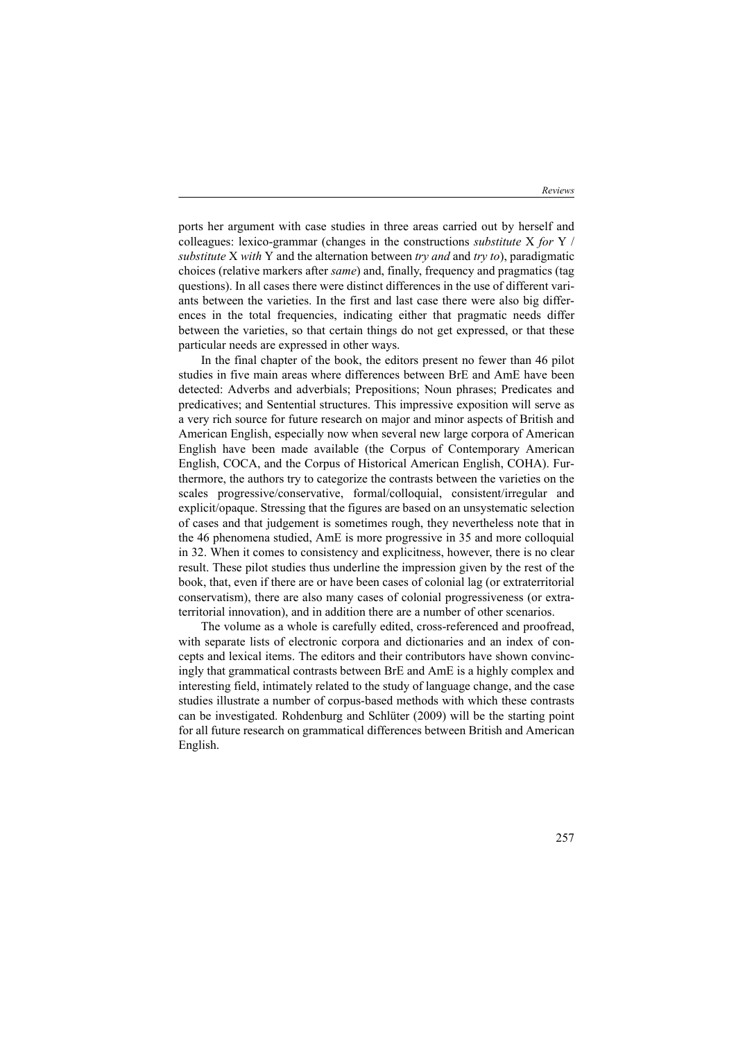ports her argument with case studies in three areas carried out by herself and colleagues: lexico-grammar (changes in the constructions *substitute* X *for* Y / *substitute* X *with* Y and the alternation between *try and* and *try to*), paradigmatic choices (relative markers after *same*) and, finally, frequency and pragmatics (tag questions). In all cases there were distinct differences in the use of different variants between the varieties. In the first and last case there were also big differences in the total frequencies, indicating either that pragmatic needs differ between the varieties, so that certain things do not get expressed, or that these particular needs are expressed in other ways.

In the final chapter of the book, the editors present no fewer than 46 pilot studies in five main areas where differences between BrE and AmE have been detected: Adverbs and adverbials; Prepositions; Noun phrases; Predicates and predicatives; and Sentential structures. This impressive exposition will serve as a very rich source for future research on major and minor aspects of British and American English, especially now when several new large corpora of American English have been made available (the Corpus of Contemporary American English, COCA, and the Corpus of Historical American English, COHA). Furthermore, the authors try to categorize the contrasts between the varieties on the scales progressive/conservative, formal/colloquial, consistent/irregular and explicit/opaque. Stressing that the figures are based on an unsystematic selection of cases and that judgement is sometimes rough, they nevertheless note that in the 46 phenomena studied, AmE is more progressive in 35 and more colloquial in 32. When it comes to consistency and explicitness, however, there is no clear result. These pilot studies thus underline the impression given by the rest of the book, that, even if there are or have been cases of colonial lag (or extraterritorial conservatism), there are also many cases of colonial progressiveness (or extraterritorial innovation), and in addition there are a number of other scenarios.

The volume as a whole is carefully edited, cross-referenced and proofread, with separate lists of electronic corpora and dictionaries and an index of concepts and lexical items. The editors and their contributors have shown convincingly that grammatical contrasts between BrE and AmE is a highly complex and interesting field, intimately related to the study of language change, and the case studies illustrate a number of corpus-based methods with which these contrasts can be investigated. Rohdenburg and Schlüter (2009) will be the starting point for all future research on grammatical differences between British and American English.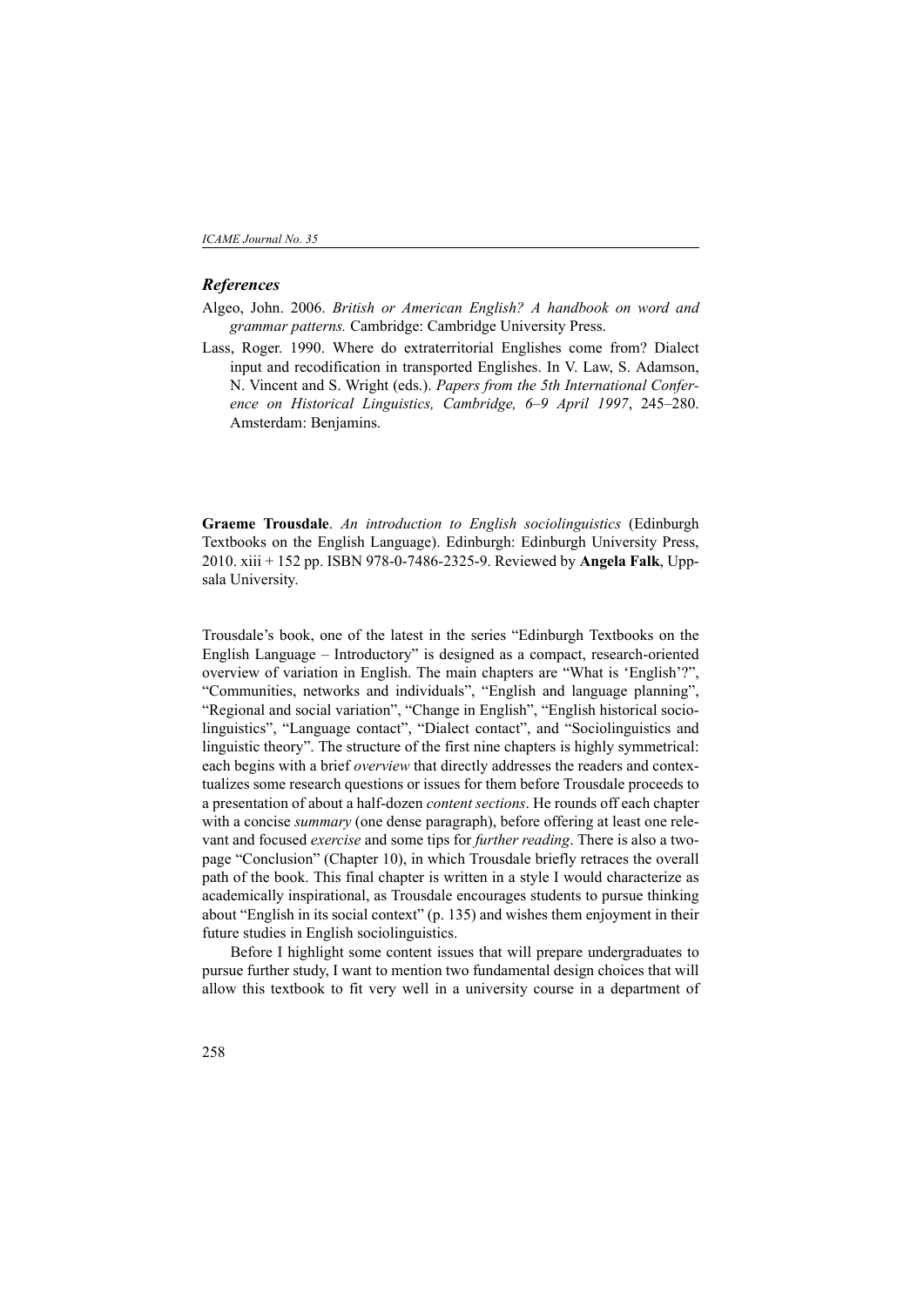### *References*

Algeo, John. 2006. *British or American English? A handbook on word and grammar patterns.* Cambridge: Cambridge University Press.

Lass, Roger. 1990. Where do extraterritorial Englishes come from? Dialect input and recodification in transported Englishes. In V. Law, S. Adamson, N. Vincent and S. Wright (eds.). *Papers from the 5th International Conference on Historical Linguistics, Cambridge, 6–9 April 1997*, 245–280. Amsterdam: Benjamins.

**Graeme Trousdale**. *An introduction to English sociolinguistics* (Edinburgh Textbooks on the English Language). Edinburgh: Edinburgh University Press, 2010. xiii + 152 pp. ISBN 978-0-7486-2325-9. Reviewed by **Angela Falk**, Uppsala University.

Trousdale's book, one of the latest in the series "Edinburgh Textbooks on the English Language – Introductory" is designed as a compact, research-oriented overview of variation in English. The main chapters are "What is 'English'?", "Communities, networks and individuals", "English and language planning", "Regional and social variation", "Change in English", "English historical sociolinguistics", "Language contact", "Dialect contact", and "Sociolinguistics and linguistic theory". The structure of the first nine chapters is highly symmetrical: each begins with a brief *overview* that directly addresses the readers and contextualizes some research questions or issues for them before Trousdale proceeds to a presentation of about a half-dozen *content sections*. He rounds off each chapter with a concise *summary* (one dense paragraph), before offering at least one relevant and focused *exercise* and some tips for *further reading*. There is also a two-page "Conclusion" (Chapter 10), in which Trousdale briefly retraces the overall path of the book. This final chapter is written in a style I would characterize as academically inspirational, as Trousdale encourages students to pursue thinking about "English in its social context" (p. 135) and wishes them enjoyment in their future studies in English sociolinguistics.

Before I highlight some content issues that will prepare undergraduates to pursue further study, I want to mention two fundamental design choices that will allow this textbook to fit very well in a university course in a department of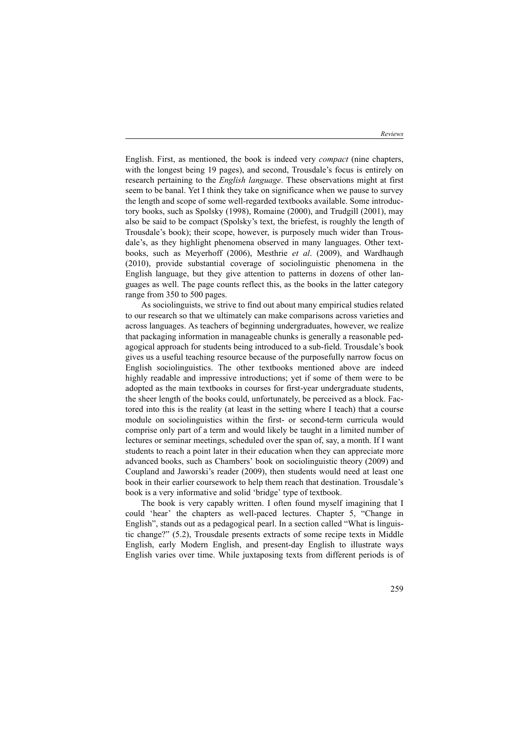English. First, as mentioned, the book is indeed very *compact* (nine chapters, with the longest being 19 pages), and second, Trousdale's focus is entirely on research pertaining to the *English language*. These observations might at first seem to be banal. Yet I think they take on significance when we pause to survey the length and scope of some well-regarded textbooks available. Some introductory books, such as Spolsky (1998), Romaine (2000), and Trudgill (2001), may also be said to be compact (Spolsky's text, the briefest, is roughly the length of Trousdale's book); their scope, however, is purposely much wider than Trousdale's, as they highlight phenomena observed in many languages. Other textbooks, such as Meyerhoff (2006), Mesthrie *et al*. (2009), and Wardhaugh (2010), provide substantial coverage of sociolinguistic phenomena in the English language, but they give attention to patterns in dozens of other languages as well. The page counts reflect this, as the books in the latter category range from 350 to 500 pages.

As sociolinguists, we strive to find out about many empirical studies related to our research so that we ultimately can make comparisons across varieties and across languages. As teachers of beginning undergraduates, however, we realize that packaging information in manageable chunks is generally a reasonable pedagogical approach for students being introduced to a sub-field. Trousdale's book gives us a useful teaching resource because of the purposefully narrow focus on English sociolinguistics. The other textbooks mentioned above are indeed highly readable and impressive introductions; yet if some of them were to be adopted as the main textbooks in courses for first-year undergraduate students, the sheer length of the books could, unfortunately, be perceived as a block. Factored into this is the reality (at least in the setting where I teach) that a course module on sociolinguistics within the first- or second-term curricula would comprise only part of a term and would likely be taught in a limited number of lectures or seminar meetings, scheduled over the span of, say, a month. If I want students to reach a point later in their education when they can appreciate more advanced books, such as Chambers' book on sociolinguistic theory (2009) and Coupland and Jaworski's reader (2009), then students would need at least one book in their earlier coursework to help them reach that destination. Trousdale's book is a very informative and solid 'bridge' type of textbook.

The book is very capably written. I often found myself imagining that I could 'hear' the chapters as well-paced lectures. Chapter 5, "Change in English", stands out as a pedagogical pearl. In a section called "What is linguistic change?" (5.2), Trousdale presents extracts of some recipe texts in Middle English, early Modern English, and present-day English to illustrate ways English varies over time. While juxtaposing texts from different periods is of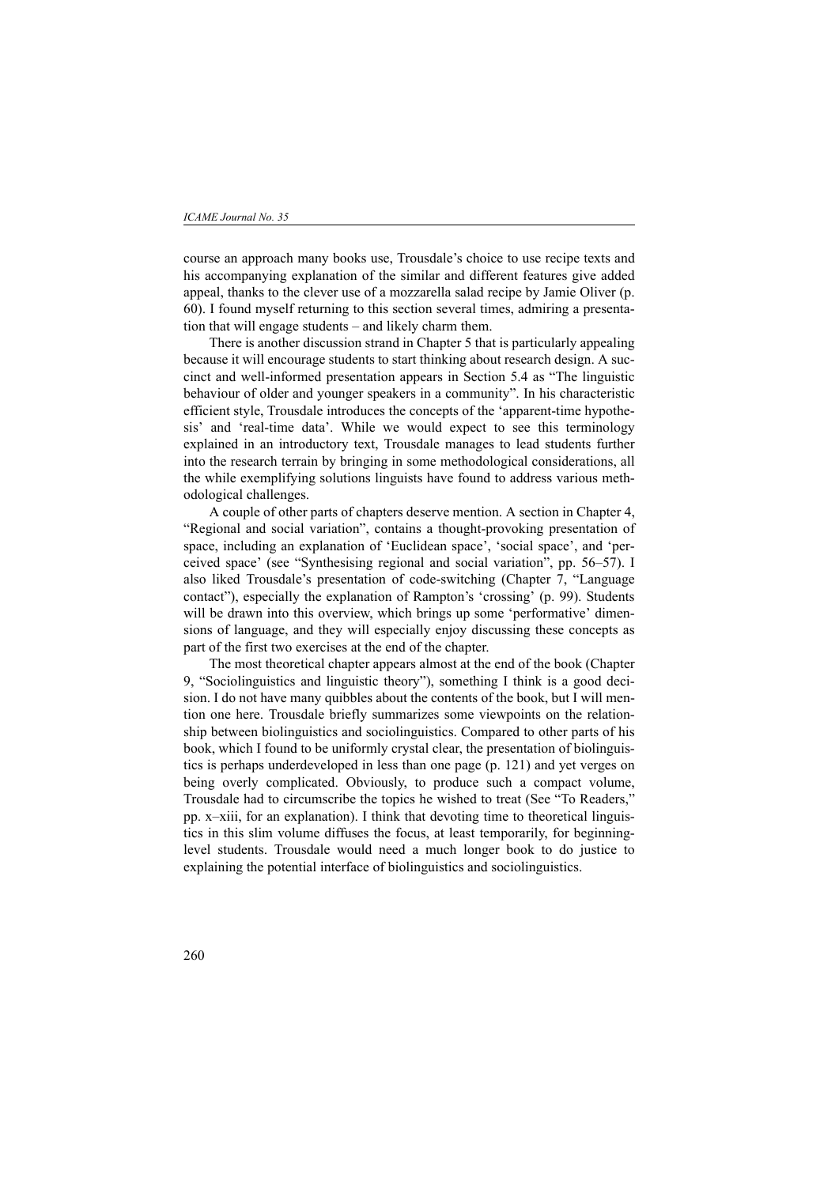course an approach many books use, Trousdale's choice to use recipe texts and his accompanying explanation of the similar and different features give added appeal, thanks to the clever use of a mozzarella salad recipe by Jamie Oliver (p. 60). I found myself returning to this section several times, admiring a presentation that will engage students – and likely charm them.

There is another discussion strand in Chapter 5 that is particularly appealing because it will encourage students to start thinking about research design. A succinct and well-informed presentation appears in Section 5.4 as "The linguistic behaviour of older and younger speakers in a community". In his characteristic efficient style, Trousdale introduces the concepts of the 'apparent-time hypothesis' and 'real-time data'. While we would expect to see this terminology explained in an introductory text, Trousdale manages to lead students further into the research terrain by bringing in some methodological considerations, all the while exemplifying solutions linguists have found to address various methodological challenges.

A couple of other parts of chapters deserve mention. A section in Chapter 4, "Regional and social variation", contains a thought-provoking presentation of space, including an explanation of 'Euclidean space', 'social space', and 'perceived space' (see "Synthesising regional and social variation", pp. 56–57). I also liked Trousdale's presentation of code-switching (Chapter 7, "Language contact"), especially the explanation of Rampton's 'crossing' (p. 99). Students will be drawn into this overview, which brings up some 'performative' dimensions of language, and they will especially enjoy discussing these concepts as part of the first two exercises at the end of the chapter.

The most theoretical chapter appears almost at the end of the book (Chapter 9, "Sociolinguistics and linguistic theory"), something I think is a good decision. I do not have many quibbles about the contents of the book, but I will mention one here. Trousdale briefly summarizes some viewpoints on the relationship between biolinguistics and sociolinguistics. Compared to other parts of his book, which I found to be uniformly crystal clear, the presentation of biolinguistics is perhaps underdeveloped in less than one page (p. 121) and yet verges on being overly complicated. Obviously, to produce such a compact volume, Trousdale had to circumscribe the topics he wished to treat (See "To Readers," pp. x–xiii, for an explanation). I think that devoting time to theoretical linguistics in this slim volume diffuses the focus, at least temporarily, for beginning-level students. Trousdale would need a much longer book to do justice to explaining the potential interface of biolinguistics and sociolinguistics.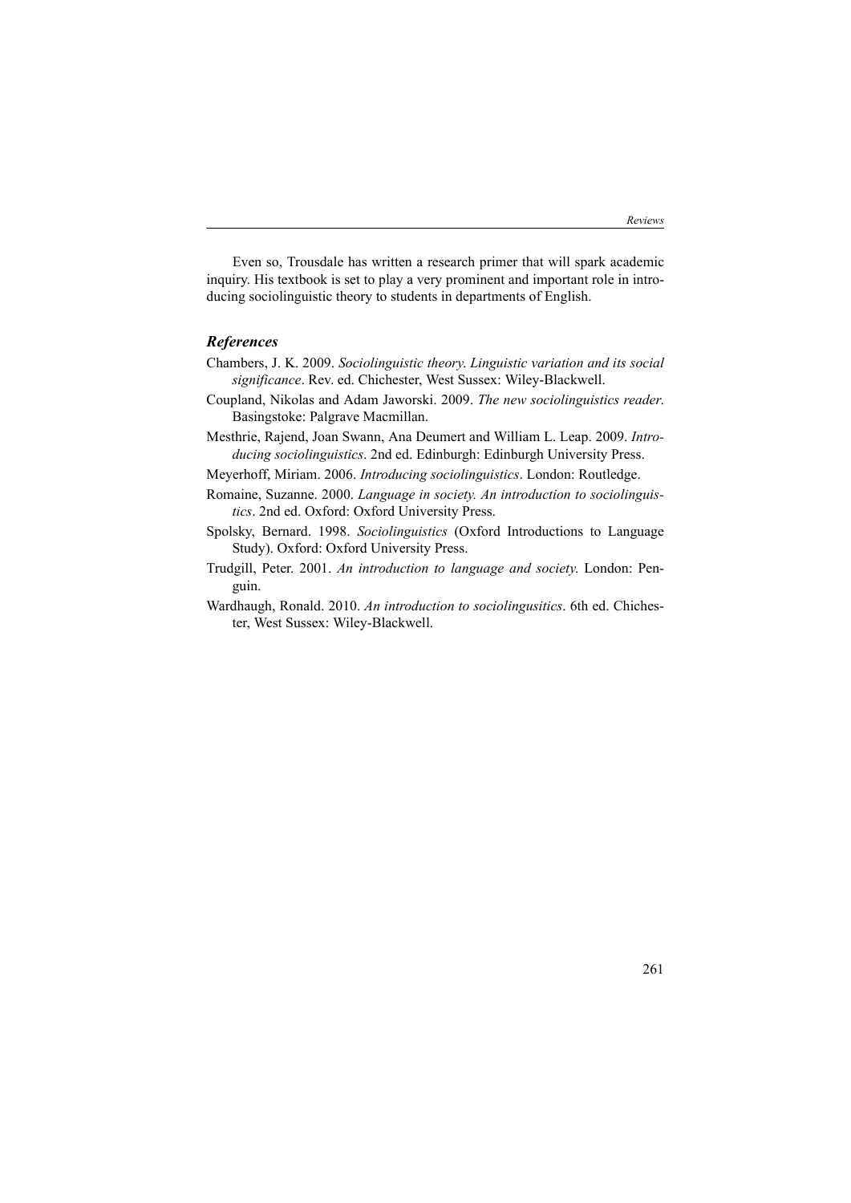Even so, Trousdale has written a research primer that will spark academic inquiry. His textbook is set to play a very prominent and important role in introducing sociolinguistic theory to students in departments of English.

### *References*

Chambers, J. K. 2009. *Sociolinguistic theory. Linguistic variation and its social significance*. Rev. ed. Chichester, West Sussex: Wiley-Blackwell.

Coupland, Nikolas and Adam Jaworski. 2009. *The new sociolinguistics reader*. Basingstoke: Palgrave Macmillan.

Mesthrie, Rajend, Joan Swann, Ana Deumert and William L. Leap. 2009. *Introducing sociolinguistics*. 2nd ed. Edinburgh: Edinburgh University Press.

Meyerhoff, Miriam. 2006. *Introducing sociolinguistics*. London: Routledge.

Romaine, Suzanne. 2000. *Language in society. An introduction to sociolinguistics*. 2nd ed. Oxford: Oxford University Press.

Spolsky, Bernard. 1998. *Sociolinguistics* (Oxford Introductions to Language Study). Oxford: Oxford University Press.

Trudgill, Peter. 2001. *An introduction to language and society*. London: Penguin.

Wardhaugh, Ronald. 2010. *An introduction to sociolingusitics*. 6th ed. Chichester, West Sussex: Wiley-Blackwell.